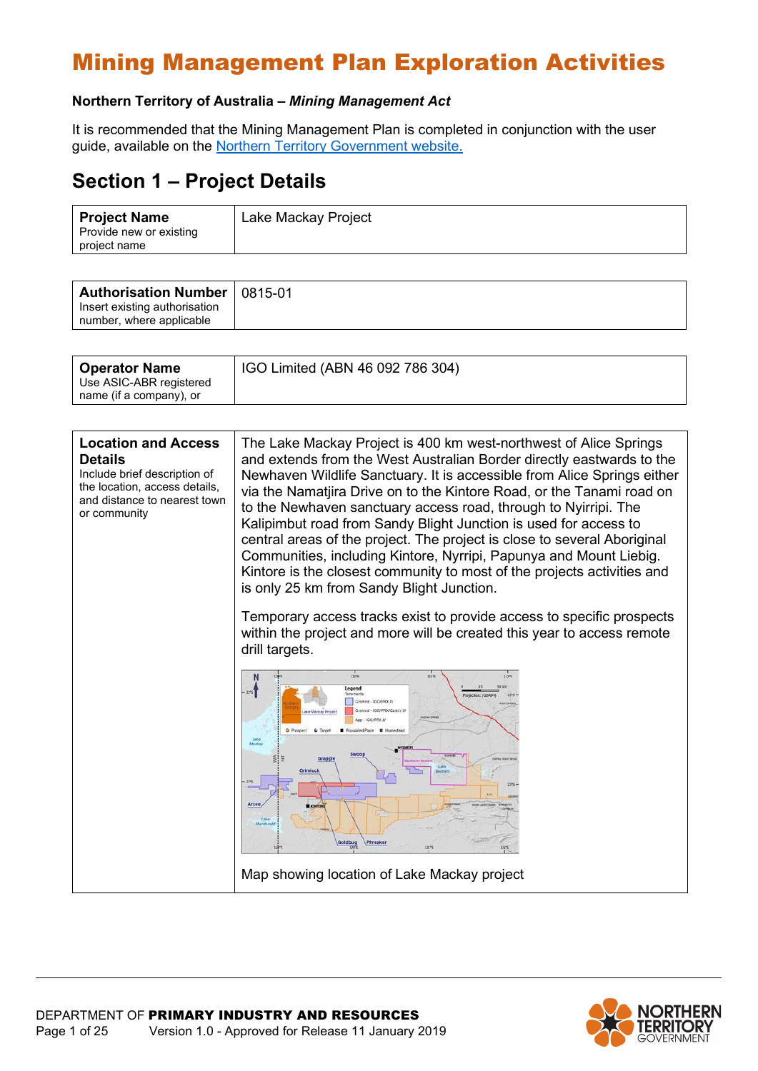# Mining Management Plan Exploration Activities

**Northern Territory of Australia – *Mining Management Act***

It is recommended that the Mining Management Plan is completed in conjunction with the user guide, available on the [Northern Territory Government website.](#)

## Section 1 – Project Details

| **Project Name** Provide new or existing project name | Lake Mackay Project |
|---|---|

| **Authorisation Number** Insert existing authorisation number, where applicable | 0815-01 |
|---|---|

| **Operator Name** Use ASIC-ABR registered name (if a company), or | IGO Limited (ABN 46 092 786 304) |
|---|---|

| **Location and Access Details** Include brief description of the location, access details, and distance to nearest town or community | The Lake Mackay Project is 400 km west-northwest of Alice Springs and extends from the West Australian Border directly eastwards to the Newhaven Wildlife Sanctuary. It is accessible from Alice Springs either via the Namatjira Drive on to the Kintore Road, or the Tanami road on to the Newhaven sanctuary access road, through to Nyirripi. The Kalipimbut road from Sandy Blight Junction is used for access to central areas of the project. The project is close to several Aboriginal Communities, including Kintore, Nyrripi, Papunya and Mount Liebig. Kintore is the closest community to most of the projects activities and is only 25 km from Sandy Blight Junction.<br><br>Temporary access tracks exist to provide access to specific prospects within the project and more will be created this year to access remote drill targets.<br><br>Map showing location of Lake Mackay project |
|---|---|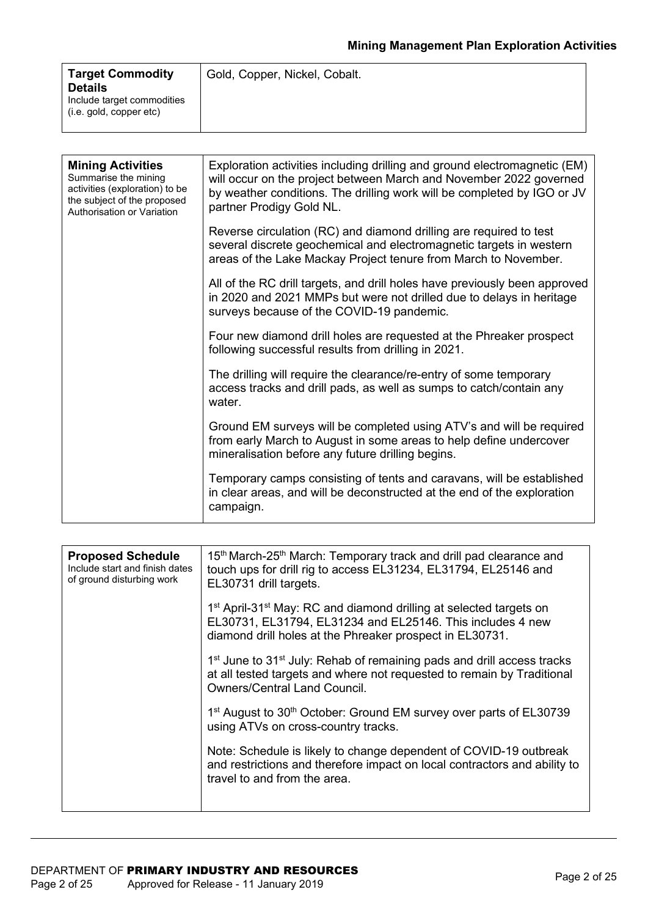| **Target Commodity Details** Include target commodities (i.e. gold, copper etc) | Gold, Copper, Nickel, Cobalt. |
|---|---|

| **Mining Activities** Summarise the mining activities (exploration) to be the subject of the proposed Authorisation or Variation | Exploration activities including drilling and ground electromagnetic (EM) will occur on the project between March and November 2022 governed by weather conditions. The drilling work will be completed by IGO or JV partner Prodigy Gold NL.<br><br>Reverse circulation (RC) and diamond drilling are required to test several discrete geochemical and electromagnetic targets in western areas of the Lake Mackay Project tenure from March to November.<br><br>All of the RC drill targets, and drill holes have previously been approved in 2020 and 2021 MMPs but were not drilled due to delays in heritage surveys because of the COVID-19 pandemic.<br><br>Four new diamond drill holes are requested at the Phreaker prospect following successful results from drilling in 2021.<br><br>The drilling will require the clearance/re-entry of some temporary access tracks and drill pads, as well as sumps to catch/contain any water.<br><br>Ground EM surveys will be completed using ATV's and will be required from early March to August in some areas to help define undercover mineralisation before any future drilling begins.<br><br>Temporary camps consisting of tents and caravans, will be established in clear areas, and will be deconstructed at the end of the exploration campaign. |
|---|---|

| **Proposed Schedule** Include start and finish dates of ground disturbing work | 15th March-25th March: Temporary track and drill pad clearance and touch ups for drill rig to access EL31234, EL31794, EL25146 and EL30731 drill targets.<br><br>1st April-31st May: RC and diamond drilling at selected targets on EL30731, EL31794, EL31234 and EL25146. This includes 4 new diamond drill holes at the Phreaker prospect in EL30731.<br><br>1st June to 31st July: Rehab of remaining pads and drill access tracks at all tested targets and where not requested to remain by Traditional Owners/Central Land Council.<br><br>1st August to 30th October: Ground EM survey over parts of EL30739 using ATVs on cross-country tracks.<br><br>Note: Schedule is likely to change dependent of COVID-19 outbreak and restrictions and therefore impact on local contractors and ability to travel to and from the area. |
|---|---|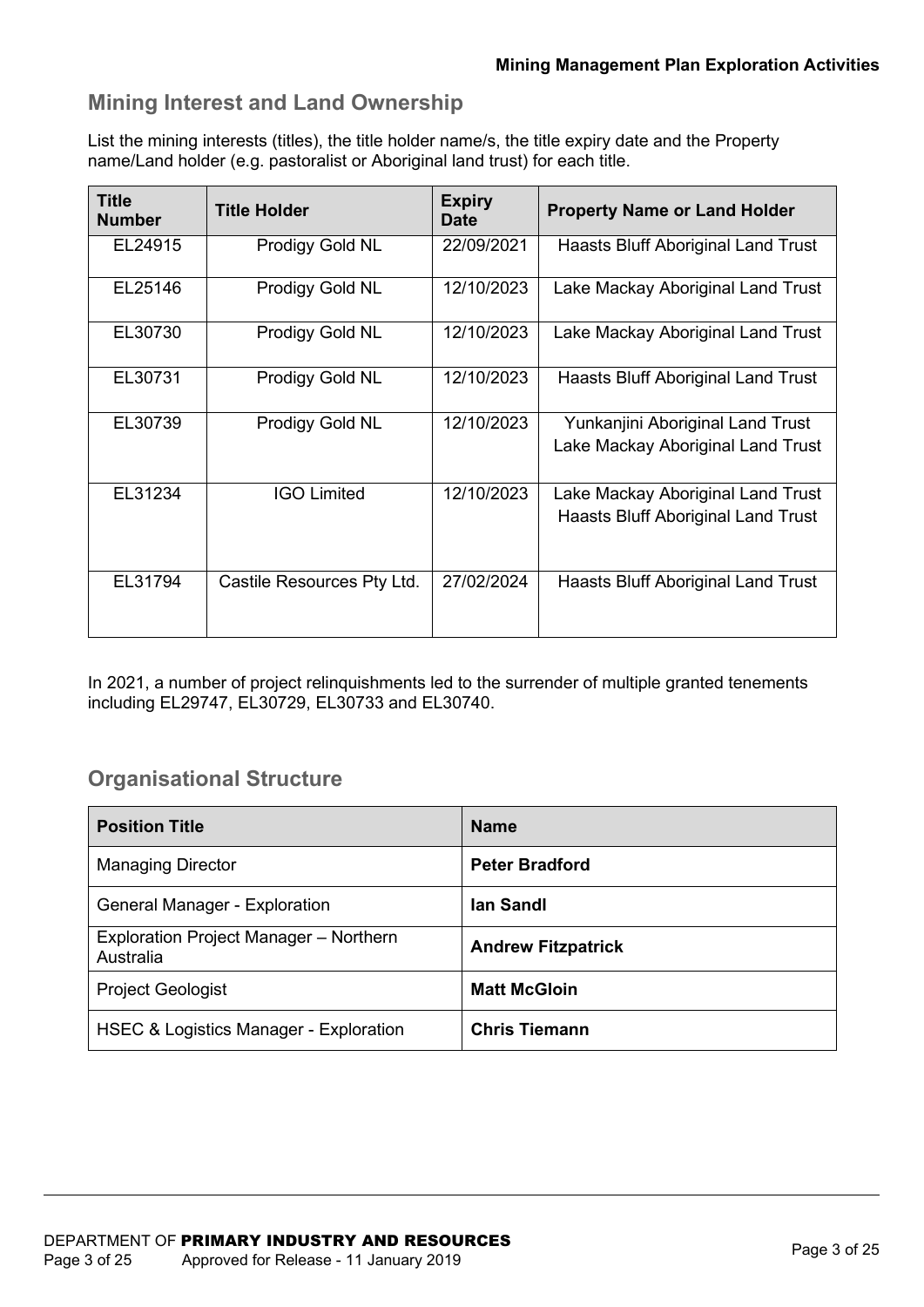## Mining Interest and Land Ownership

List the mining interests (titles), the title holder name/s, the title expiry date and the Property name/Land holder (e.g. pastoralist or Aboriginal land trust) for each title.

| Title Number | Title Holder | Expiry Date | Property Name or Land Holder |
|---|---|---|---|
| EL24915 | Prodigy Gold NL | 22/09/2021 | Haasts Bluff Aboriginal Land Trust |
| EL25146 | Prodigy Gold NL | 12/10/2023 | Lake Mackay Aboriginal Land Trust |
| EL30730 | Prodigy Gold NL | 12/10/2023 | Lake Mackay Aboriginal Land Trust |
| EL30731 | Prodigy Gold NL | 12/10/2023 | Haasts Bluff Aboriginal Land Trust |
| EL30739 | Prodigy Gold NL | 12/10/2023 | Yunkanjini Aboriginal Land Trust<br>Lake Mackay Aboriginal Land Trust |
| EL31234 | IGO Limited | 12/10/2023 | Lake Mackay Aboriginal Land Trust<br>Haasts Bluff Aboriginal Land Trust |
| EL31794 | Castile Resources Pty Ltd. | 27/02/2024 | Haasts Bluff Aboriginal Land Trust |

In 2021, a number of project relinquishments led to the surrender of multiple granted tenements including EL29747, EL30729, EL30733 and EL30740.

## Organisational Structure

| Position Title | Name |
|---|---|
| Managing Director | **Peter Bradford** |
| General Manager - Exploration | **Ian Sandl** |
| Exploration Project Manager – Northern Australia | **Andrew Fitzpatrick** |
| Project Geologist | **Matt McGloin** |
| HSEC & Logistics Manager - Exploration | **Chris Tiemann** |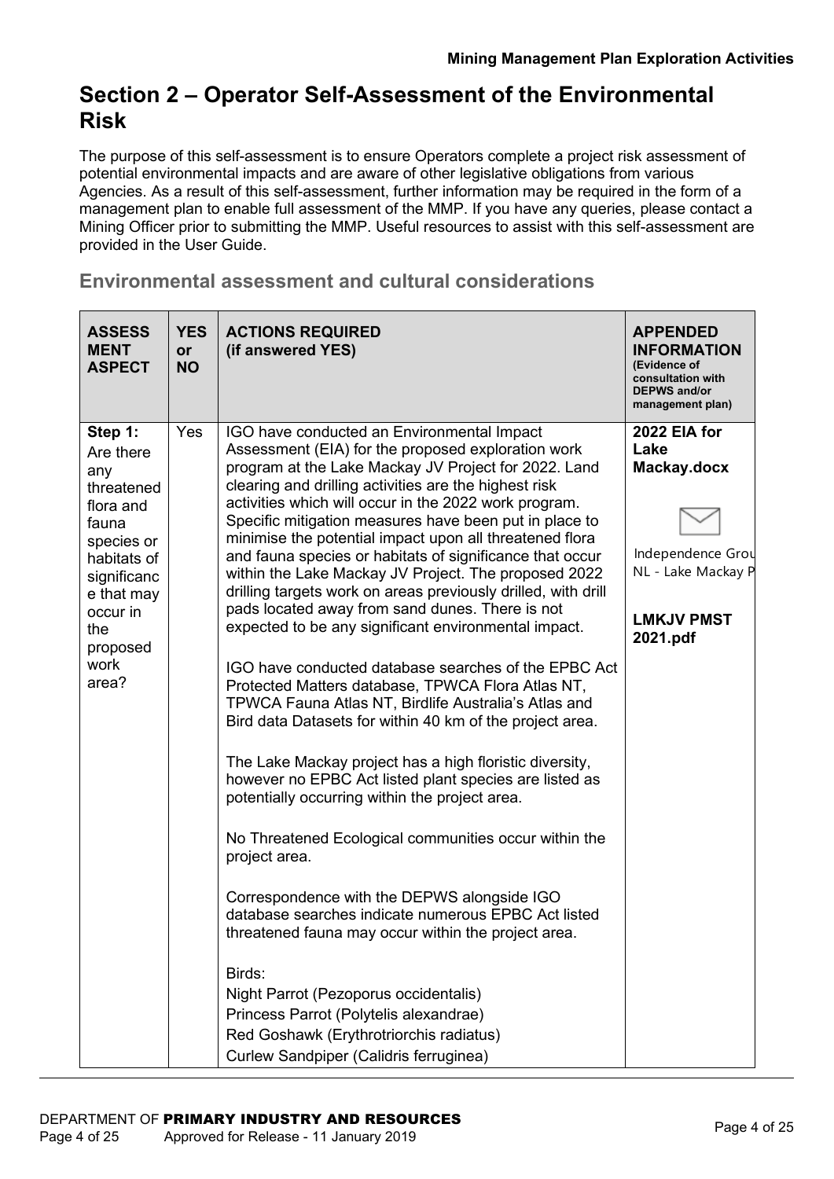# Section 2 – Operator Self-Assessment of the Environmental Risk

The purpose of this self-assessment is to ensure Operators complete a project risk assessment of potential environmental impacts and are aware of other legislative obligations from various Agencies. As a result of this self-assessment, further information may be required in the form of a management plan to enable full assessment of the MMP. If you have any queries, please contact a Mining Officer prior to submitting the MMP. Useful resources to assist with this self-assessment are provided in the User Guide.

## Environmental assessment and cultural considerations

| ASSESSMENT ASPECT | YES or NO | ACTIONS REQUIRED (if answered YES) | APPENDED INFORMATION (Evidence of consultation with DEPWS and/or management plan) |
|---|---|---|---|
| **Step 1:** Are there any threatened flora and fauna species or habitats of significance that may occur in the proposed work area? | Yes | IGO have conducted an Environmental Impact Assessment (EIA) for the proposed exploration work program at the Lake Mackay JV Project for 2022. Land clearing and drilling activities are the highest risk activities which will occur in the 2022 work program. Specific mitigation measures have been put in place to minimise the potential impact upon all threatened flora and fauna species or habitats of significance that occur within the Lake Mackay JV Project. The proposed 2022 drilling targets work on areas previously drilled, with drill pads located away from sand dunes. There is not expected to be any significant environmental impact.<br><br>IGO have conducted database searches of the EPBC Act Protected Matters database, TPWCA Flora Atlas NT, TPWCA Fauna Atlas NT, Birdlife Australia's Atlas and Bird data Datasets for within 40 km of the project area.<br><br>The Lake Mackay project has a high floristic diversity, however no EPBC Act listed plant species are listed as potentially occurring within the project area.<br><br>No Threatened Ecological communities occur within the project area.<br><br>Correspondence with the DEPWS alongside IGO database searches indicate numerous EPBC Act listed threatened fauna may occur within the project area.<br><br>Birds:<br>Night Parrot (Pezoporus occidentalis)<br>Princess Parrot (Polytelis alexandrae)<br>Red Goshawk (Erythrotriorchis radiatus)<br>Curlew Sandpiper (Calidris ferruginea) | **2022 EIA for Lake Mackay.docx**<br><br>Independence Grou NL - Lake Mackay P<br><br>**LMKJV PMST 2021.pdf** |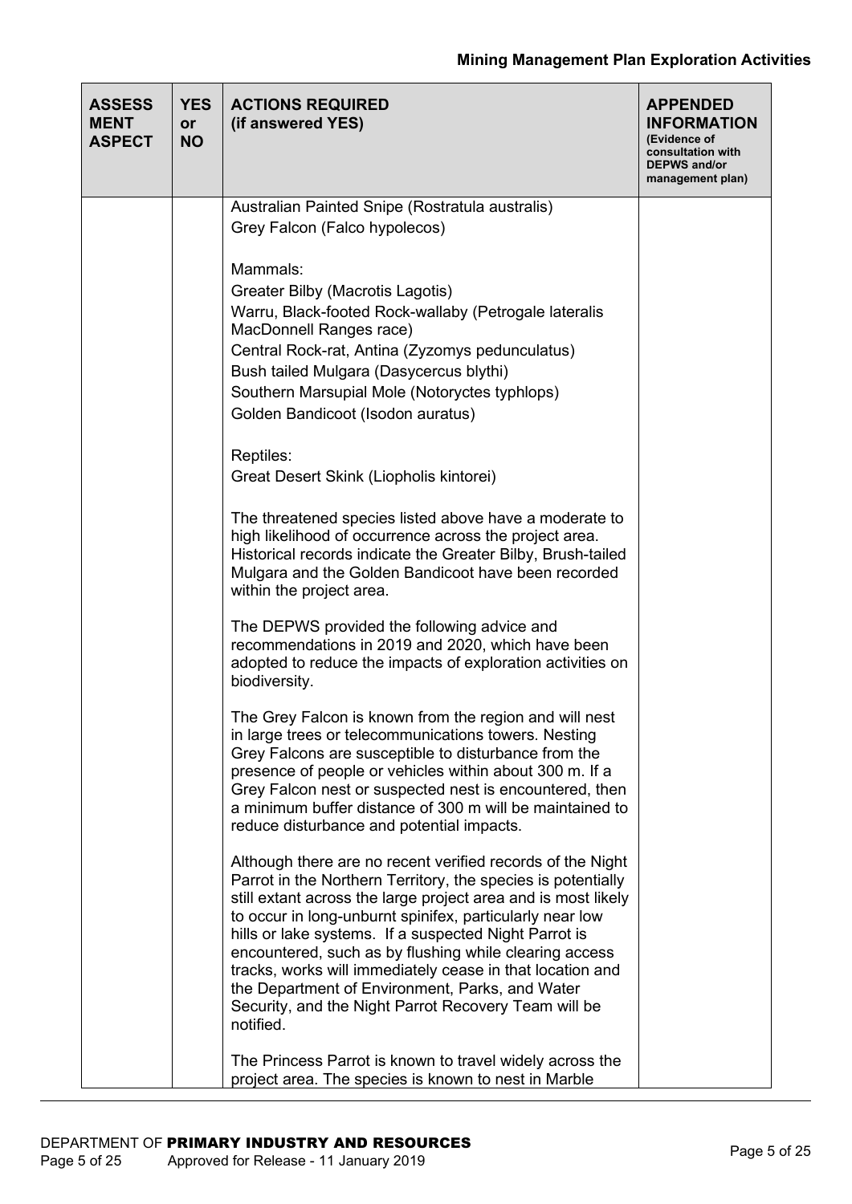| ASSESSMENT ASPECT | YES or NO | ACTIONS REQUIRED (if answered YES) | APPENDED INFORMATION (Evidence of consultation with DEPWS and/or management plan) |
|---|---|---|---|
| | | Australian Painted Snipe (Rostratula australis)<br>Grey Falcon (Falco hypolecos)<br><br>Mammals:<br>Greater Bilby (Macrotis Lagotis)<br>Warru, Black-footed Rock-wallaby (Petrogale lateralis MacDonnell Ranges race)<br>Central Rock-rat, Antina (Zyzomys pedunculatus)<br>Bush tailed Mulgara (Dasycercus blythi)<br>Southern Marsupial Mole (Notoryctes typhlops)<br>Golden Bandicoot (Isodon auratus)<br><br>Reptiles:<br>Great Desert Skink (Liopholis kintorei)<br><br>The threatened species listed above have a moderate to high likelihood of occurrence across the project area. Historical records indicate the Greater Bilby, Brush-tailed Mulgara and the Golden Bandicoot have been recorded within the project area.<br><br>The DEPWS provided the following advice and recommendations in 2019 and 2020, which have been adopted to reduce the impacts of exploration activities on biodiversity.<br><br>The Grey Falcon is known from the region and will nest in large trees or telecommunications towers. Nesting Grey Falcons are susceptible to disturbance from the presence of people or vehicles within about 300 m. If a Grey Falcon nest or suspected nest is encountered, then a minimum buffer distance of 300 m will be maintained to reduce disturbance and potential impacts.<br><br>Although there are no recent verified records of the Night Parrot in the Northern Territory, the species is potentially still extant across the large project area and is most likely to occur in long-unburnt spinifex, particularly near low hills or lake systems. If a suspected Night Parrot is encountered, such as by flushing while clearing access tracks, works will immediately cease in that location and the Department of Environment, Parks, and Water Security, and the Night Parrot Recovery Team will be notified.<br><br>The Princess Parrot is known to travel widely across the project area. The species is known to nest in Marble | |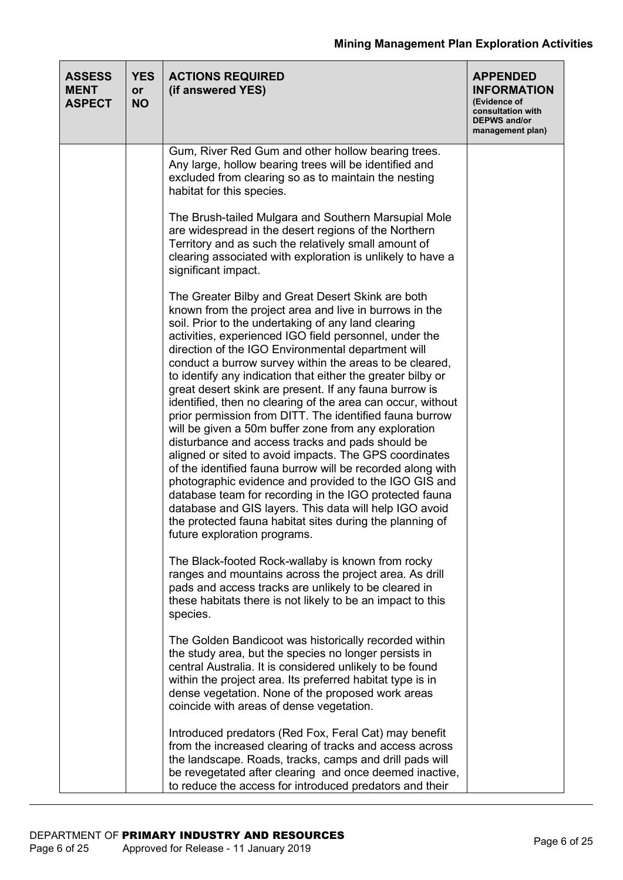| ASSESSMENT ASPECT | YES or NO | ACTIONS REQUIRED (if answered YES) | APPENDED INFORMATION (Evidence of consultation with DEPWS and/or management plan) |
|---|---|---|---|
| | | Gum, River Red Gum and other hollow bearing trees. Any large, hollow bearing trees will be identified and excluded from clearing so as to maintain the nesting habitat for this species.<br><br>The Brush-tailed Mulgara and Southern Marsupial Mole are widespread in the desert regions of the Northern Territory and as such the relatively small amount of clearing associated with exploration is unlikely to have a significant impact.<br><br>The Greater Bilby and Great Desert Skink are both known from the project area and live in burrows in the soil. Prior to the undertaking of any land clearing activities, experienced IGO field personnel, under the direction of the IGO Environmental department will conduct a burrow survey within the areas to be cleared, to identify any indication that either the greater bilby or great desert skink are present. If any fauna burrow is identified, then no clearing of the area can occur, without prior permission from DITT. The identified fauna burrow will be given a 50m buffer zone from any exploration disturbance and access tracks and pads should be aligned or sited to avoid impacts. The GPS coordinates of the identified fauna burrow will be recorded along with photographic evidence and provided to the IGO GIS and database team for recording in the IGO protected fauna database and GIS layers. This data will help IGO avoid the protected fauna habitat sites during the planning of future exploration programs.<br><br>The Black-footed Rock-wallaby is known from rocky ranges and mountains across the project area. As drill pads and access tracks are unlikely to be cleared in these habitats there is not likely to be an impact to this species.<br><br>The Golden Bandicoot was historically recorded within the study area, but the species no longer persists in central Australia. It is considered unlikely to be found within the project area. Its preferred habitat type is in dense vegetation. None of the proposed work areas coincide with areas of dense vegetation.<br><br>Introduced predators (Red Fox, Feral Cat) may benefit from the increased clearing of tracks and access across the landscape. Roads, tracks, camps and drill pads will be revegetated after clearing and once deemed inactive, to reduce the access for introduced predators and their | |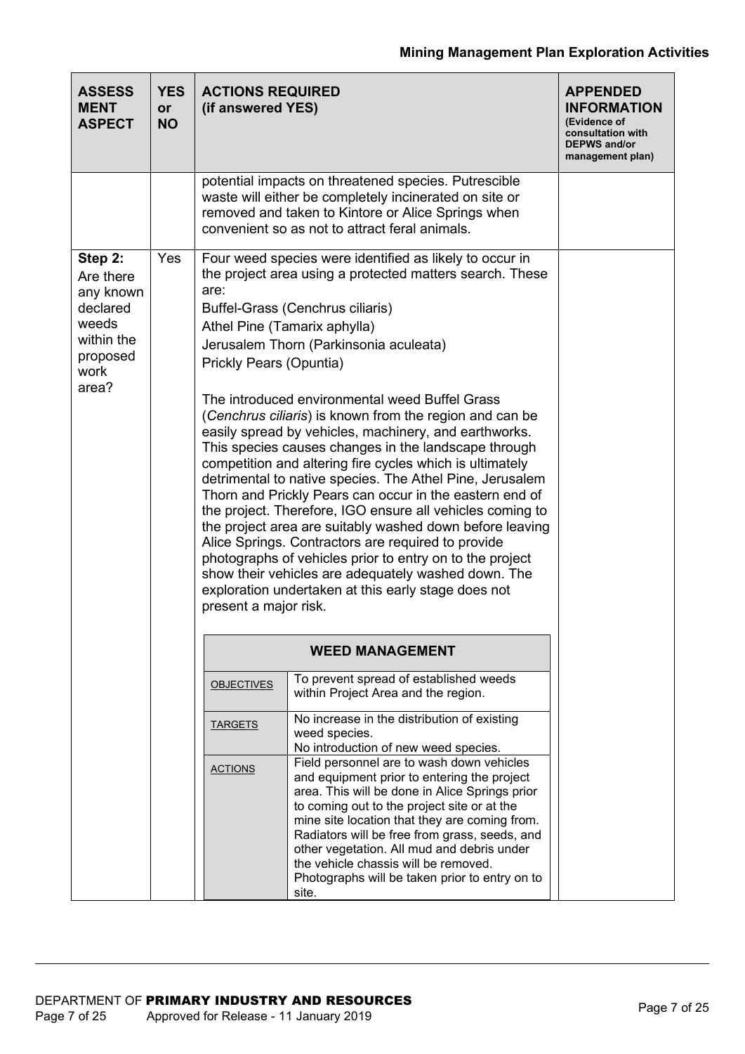| ASSESSMENT ASPECT | YES or NO | ACTIONS REQUIRED (if answered YES) | APPENDED INFORMATION (Evidence of consultation with DEPWS and/or management plan) |
|---|---|---|---|
| | | potential impacts on threatened species. Putrescible waste will either be completely incinerated on site or removed and taken to Kintore or Alice Springs when convenient so as not to attract feral animals. | |
| **Step 2:** Are there any known declared weeds within the proposed work area? | Yes | Four weed species were identified as likely to occur in the project area using a protected matters search. These are:<br>Buffel-Grass (Cenchrus ciliaris)<br>Athel Pine (Tamarix aphylla)<br>Jerusalem Thorn (Parkinsonia aculeata)<br>Prickly Pears (Opuntia)<br><br>The introduced environmental weed Buffel Grass (*Cenchrus ciliaris*) is known from the region and can be easily spread by vehicles, machinery, and earthworks. This species causes changes in the landscape through competition and altering fire cycles which is ultimately detrimental to native species. The Athel Pine, Jerusalem Thorn and Prickly Pears can occur in the eastern end of the project. Therefore, IGO ensure all vehicles coming to the project area are suitably washed down before leaving Alice Springs. Contractors are required to provide photographs of vehicles prior to entry on to the project show their vehicles are adequately washed down. The exploration undertaken at this early stage does not present a major risk. | |

| WEED MANAGEMENT | |
|---|---|
| OBJECTIVES | To prevent spread of established weeds within Project Area and the region. |
| TARGETS | No increase in the distribution of existing weed species.<br>No introduction of new weed species. |
| ACTIONS | Field personnel are to wash down vehicles and equipment prior to entering the project area. This will be done in Alice Springs prior to coming out to the project site or at the mine site location that they are coming from. Radiators will be free from grass, seeds, and other vegetation. All mud and debris under the vehicle chassis will be removed. Photographs will be taken prior to entry on to site. |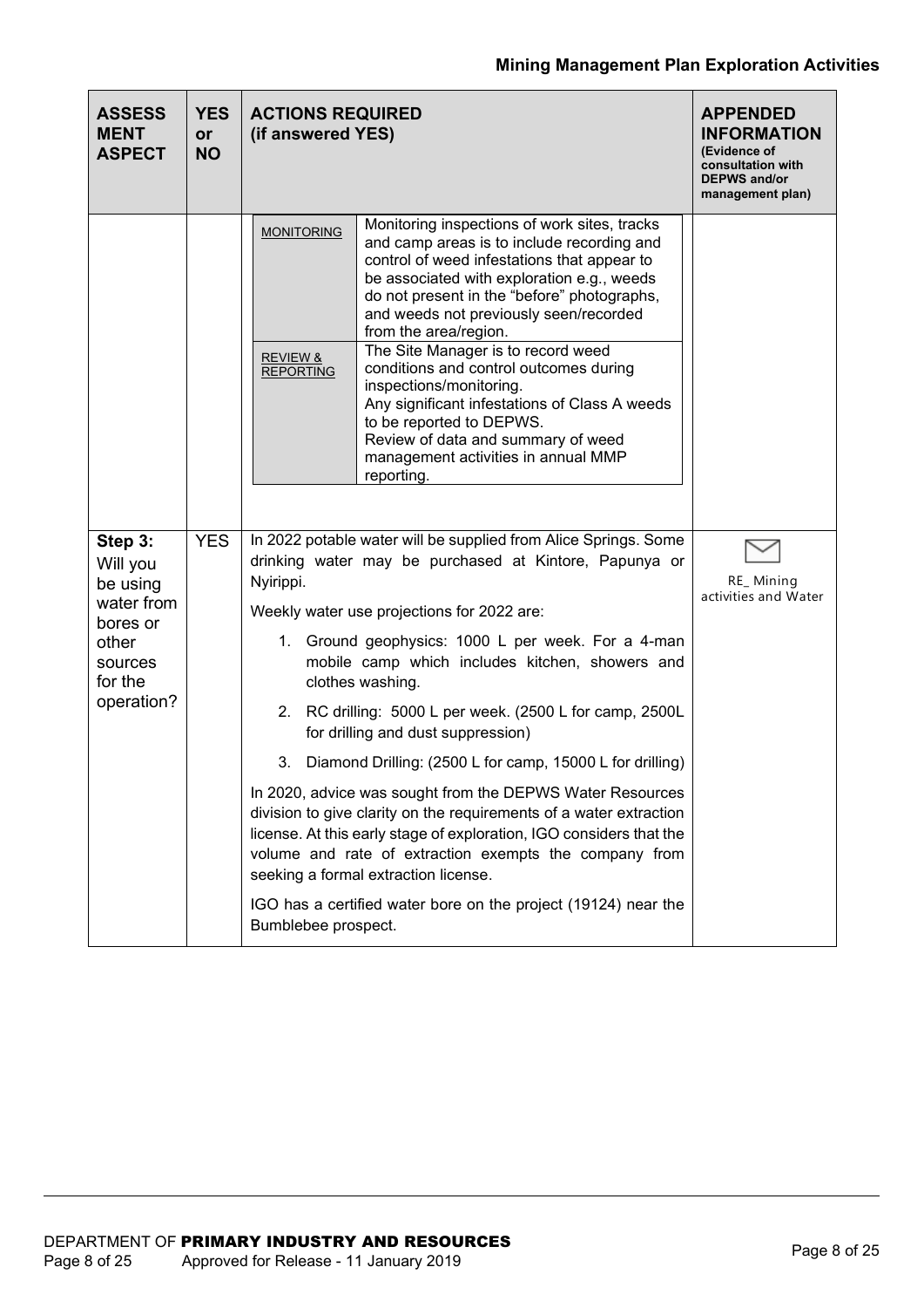| ASSESSMENT ASPECT | YES or NO | ACTIONS REQUIRED (if answered YES) | APPENDED INFORMATION (Evidence of consultation with DEPWS and/or management plan) |
|---|---|---|---|
| | | MONITORING: Monitoring inspections of work sites, tracks and camp areas is to include recording and control of weed infestations that appear to be associated with exploration e.g., weeds do not present in the "before" photographs, and weeds not previously seen/recorded from the area/region.<br><br>REVIEW & REPORTING: The Site Manager is to record weed conditions and control outcomes during inspections/monitoring. Any significant infestations of Class A weeds to be reported to DEPWS. Review of data and summary of weed management activities in annual MMP reporting. | |
| Step 3: Will you be using water from bores or other sources for the operation? | YES | In 2022 potable water will be supplied from Alice Springs. Some drinking water may be purchased at Kintore, Papunya or Nyirippi.<br><br>Weekly water use projections for 2022 are:<br><br>1. Ground geophysics: 1000 L per week. For a 4-man mobile camp which includes kitchen, showers and clothes washing.<br>2. RC drilling: 5000 L per week. (2500 L for camp, 2500L for drilling and dust suppression)<br>3. Diamond Drilling: (2500 L for camp, 15000 L for drilling)<br><br>In 2020, advice was sought from the DEPWS Water Resources division to give clarity on the requirements of a water extraction license. At this early stage of exploration, IGO considers that the volume and rate of extraction exempts the company from seeking a formal extraction license.<br><br>IGO has a certified water bore on the project (19124) near the Bumblebee prospect. | RE_ Mining activities and Water |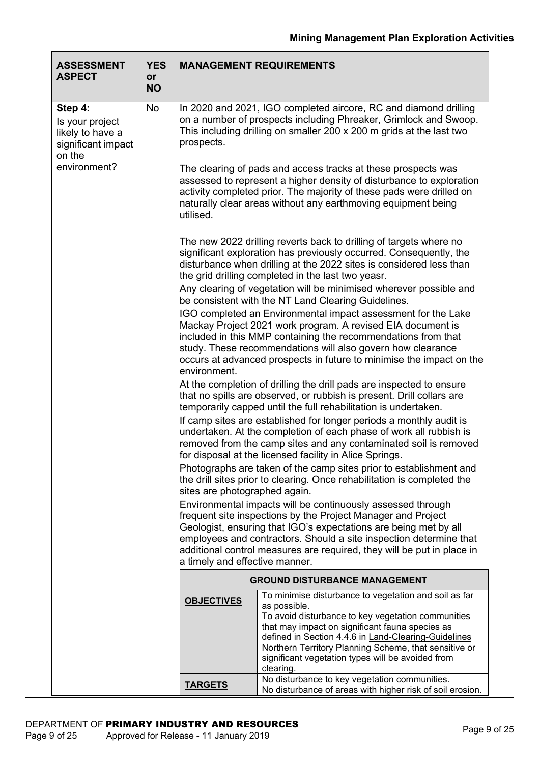| ASSESSMENT ASPECT | YES or NO | MANAGEMENT REQUIREMENTS |
|---|---|---|
| **Step 4:** Is your project likely to have a significant impact on the environment? | No | In 2020 and 2021, IGO completed aircore, RC and diamond drilling on a number of prospects including Phreaker, Grimlock and Swoop. This including drilling on smaller 200 x 200 m grids at the last two prospects.<br><br>The clearing of pads and access tracks at these prospects was assessed to represent a higher density of disturbance to exploration activity completed prior. The majority of these pads were drilled on naturally clear areas without any earthmoving equipment being utilised.<br><br>The new 2022 drilling reverts back to drilling of targets where no significant exploration has previously occurred. Consequently, the disturbance when drilling at the 2022 sites is considered less than the grid drilling completed in the last two yeasr.<br>Any clearing of vegetation will be minimised wherever possible and be consistent with the NT Land Clearing Guidelines.<br>IGO completed an Environmental impact assessment for the Lake Mackay Project 2021 work program. A revised EIA document is included in this MMP containing the recommendations from that study. These recommendations will also govern how clearance occurs at advanced prospects in future to minimise the impact on the environment.<br>At the completion of drilling the drill pads are inspected to ensure that no spills are observed, or rubbish is present. Drill collars are temporarily capped until the full rehabilitation is undertaken.<br>If camp sites are established for longer periods a monthly audit is undertaken. At the completion of each phase of work all rubbish is removed from the camp sites and any contaminated soil is removed for disposal at the licensed facility in Alice Springs.<br>Photographs are taken of the camp sites prior to establishment and the drill sites prior to clearing. Once rehabilitation is completed the sites are photographed again.<br>Environmental impacts will be continuously assessed through frequent site inspections by the Project Manager and Project Geologist, ensuring that IGO's expectations are being met by all employees and contractors. Should a site inspection determine that additional control measures are required, they will be put in place in a timely and effective manner. |

| GROUND DISTURBANCE MANAGEMENT | |
|---|---|
| **OBJECTIVES** | To minimise disturbance to vegetation and soil as far as possible.<br>To avoid disturbance to key vegetation communities that may impact on significant fauna species as defined in Section 4.4.6 in Land-Clearing-Guidelines Northern Territory Planning Scheme, that sensitive or significant vegetation types will be avoided from clearing. |
| **TARGETS** | No disturbance to key vegetation communities.<br>No disturbance of areas with higher risk of soil erosion. |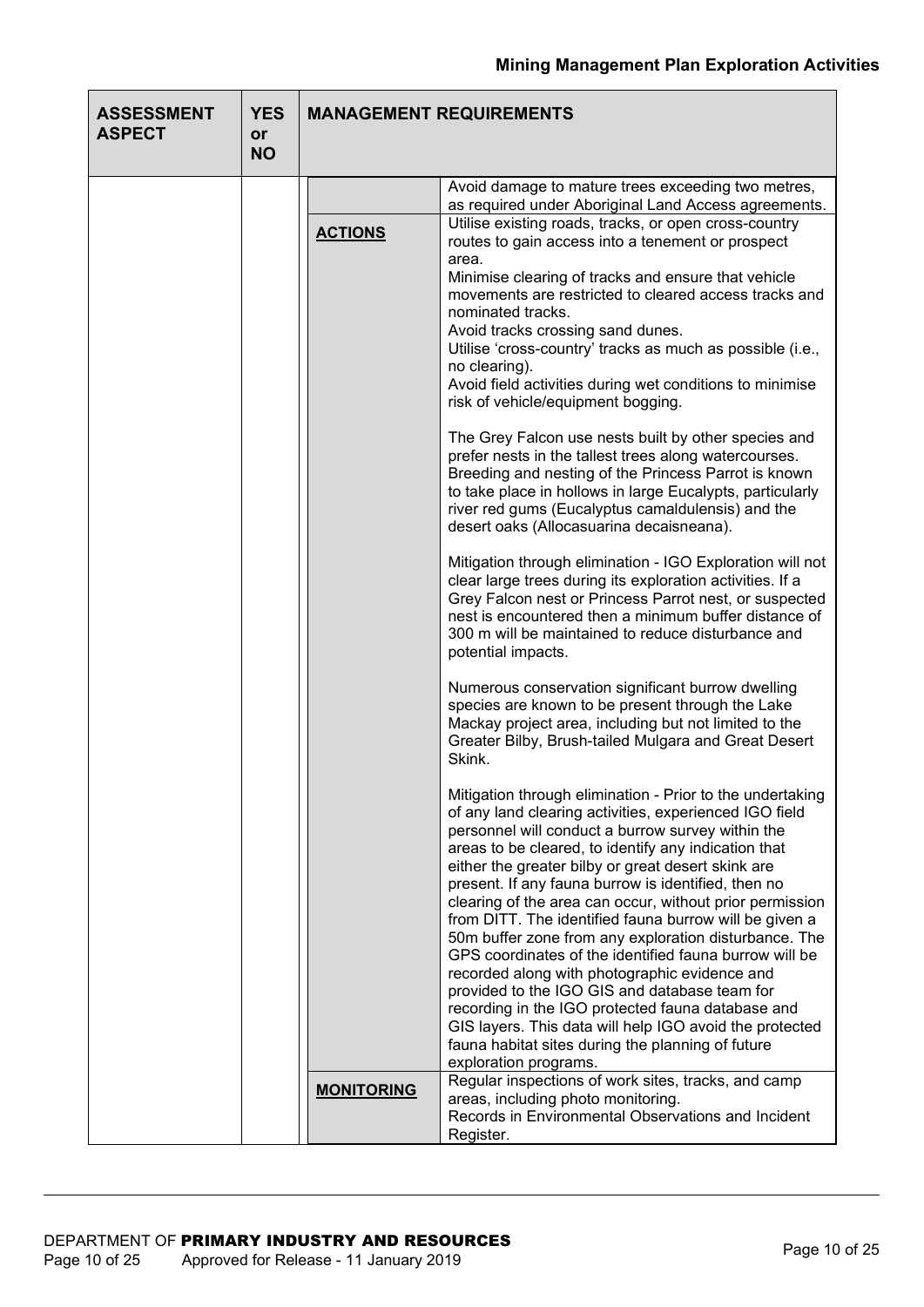| ASSESSMENT ASPECT | YES or NO | MANAGEMENT REQUIREMENTS | |
|---|---|---|---|
| | | | Avoid damage to mature trees exceeding two metres, as required under Aboriginal Land Access agreements. |
| | | **ACTIONS** | Utilise existing roads, tracks, or open cross-country routes to gain access into a tenement or prospect area.<br>Minimise clearing of tracks and ensure that vehicle movements are restricted to cleared access tracks and nominated tracks.<br>Avoid tracks crossing sand dunes.<br>Utilise 'cross-country' tracks as much as possible (i.e., no clearing).<br>Avoid field activities during wet conditions to minimise risk of vehicle/equipment bogging.<br><br>The Grey Falcon use nests built by other species and prefer nests in the tallest trees along watercourses. Breeding and nesting of the Princess Parrot is known to take place in hollows in large Eucalypts, particularly river red gums (Eucalyptus camaldulensis) and the desert oaks (Allocasuarina decaisneana).<br><br>Mitigation through elimination - IGO Exploration will not clear large trees during its exploration activities. If a Grey Falcon nest or Princess Parrot nest, or suspected nest is encountered then a minimum buffer distance of 300 m will be maintained to reduce disturbance and potential impacts.<br><br>Numerous conservation significant burrow dwelling species are known to be present through the Lake Mackay project area, including but not limited to the Greater Bilby, Brush-tailed Mulgara and Great Desert Skink.<br><br>Mitigation through elimination - Prior to the undertaking of any land clearing activities, experienced IGO field personnel will conduct a burrow survey within the areas to be cleared, to identify any indication that either the greater bilby or great desert skink are present. If any fauna burrow is identified, then no clearing of the area can occur, without prior permission from DITT. The identified fauna burrow will be given a 50m buffer zone from any exploration disturbance. The GPS coordinates of the identified fauna burrow will be recorded along with photographic evidence and provided to the IGO GIS and database team for recording in the IGO protected fauna database and GIS layers. This data will help IGO avoid the protected fauna habitat sites during the planning of future exploration programs. |
| | | **MONITORING** | Regular inspections of work sites, tracks, and camp areas, including photo monitoring.<br>Records in Environmental Observations and Incident Register. |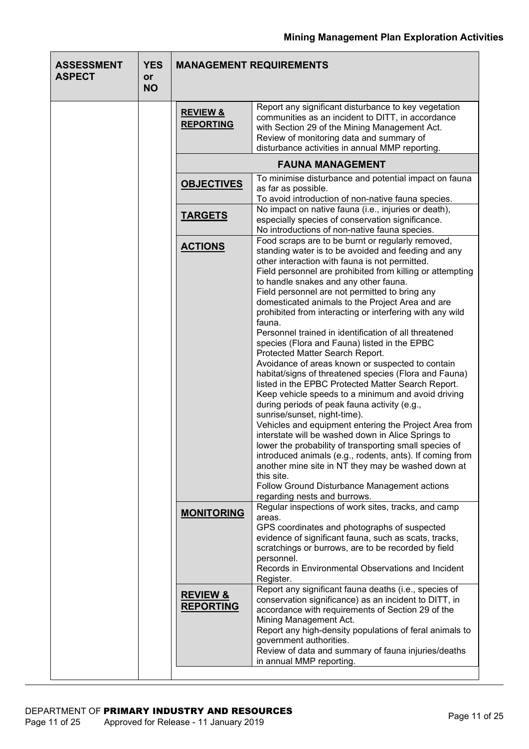| ASSESSMENT ASPECT | YES or NO | MANAGEMENT REQUIREMENTS | |
|---|---|---|---|
| | | **REVIEW & REPORTING** | Report any significant disturbance to key vegetation communities as an incident to DITT, in accordance with Section 29 of the Mining Management Act.<br>Review of monitoring data and summary of disturbance activities in annual MMP reporting. |
| | | **FAUNA MANAGEMENT** | |
| | | **OBJECTIVES** | To minimise disturbance and potential impact on fauna as far as possible.<br>To avoid introduction of non-native fauna species. |
| | | **TARGETS** | No impact on native fauna (i.e., injuries or death), especially species of conservation significance.<br>No introductions of non-native fauna species. |
| | | **ACTIONS** | Food scraps are to be burnt or regularly removed, standing water is to be avoided and feeding and any other interaction with fauna is not permitted.<br>Field personnel are prohibited from killing or attempting to handle snakes and any other fauna.<br>Field personnel are not permitted to bring any domesticated animals to the Project Area and are prohibited from interacting or interfering with any wild fauna.<br>Personnel trained in identification of all threatened species (Flora and Fauna) listed in the EPBC Protected Matter Search Report.<br>Avoidance of areas known or suspected to contain habitat/signs of threatened species (Flora and Fauna) listed in the EPBC Protected Matter Search Report.<br>Keep vehicle speeds to a minimum and avoid driving during periods of peak fauna activity (e.g., sunrise/sunset, night-time).<br>Vehicles and equipment entering the Project Area from interstate will be washed down in Alice Springs to lower the probability of transporting small species of introduced animals (e.g., rodents, ants). If coming from another mine site in NT they may be washed down at this site.<br>Follow Ground Disturbance Management actions regarding nests and burrows. |
| | | **MONITORING** | Regular inspections of work sites, tracks, and camp areas.<br>GPS coordinates and photographs of suspected evidence of significant fauna, such as scats, tracks, scratchings or burrows, are to be recorded by field personnel.<br>Records in Environmental Observations and Incident Register. |
| | | **REVIEW & REPORTING** | Report any significant fauna deaths (i.e., species of conservation significance) as an incident to DITT, in accordance with requirements of Section 29 of the Mining Management Act.<br>Report any high-density populations of feral animals to government authorities.<br>Review of data and summary of fauna injuries/deaths in annual MMP reporting. |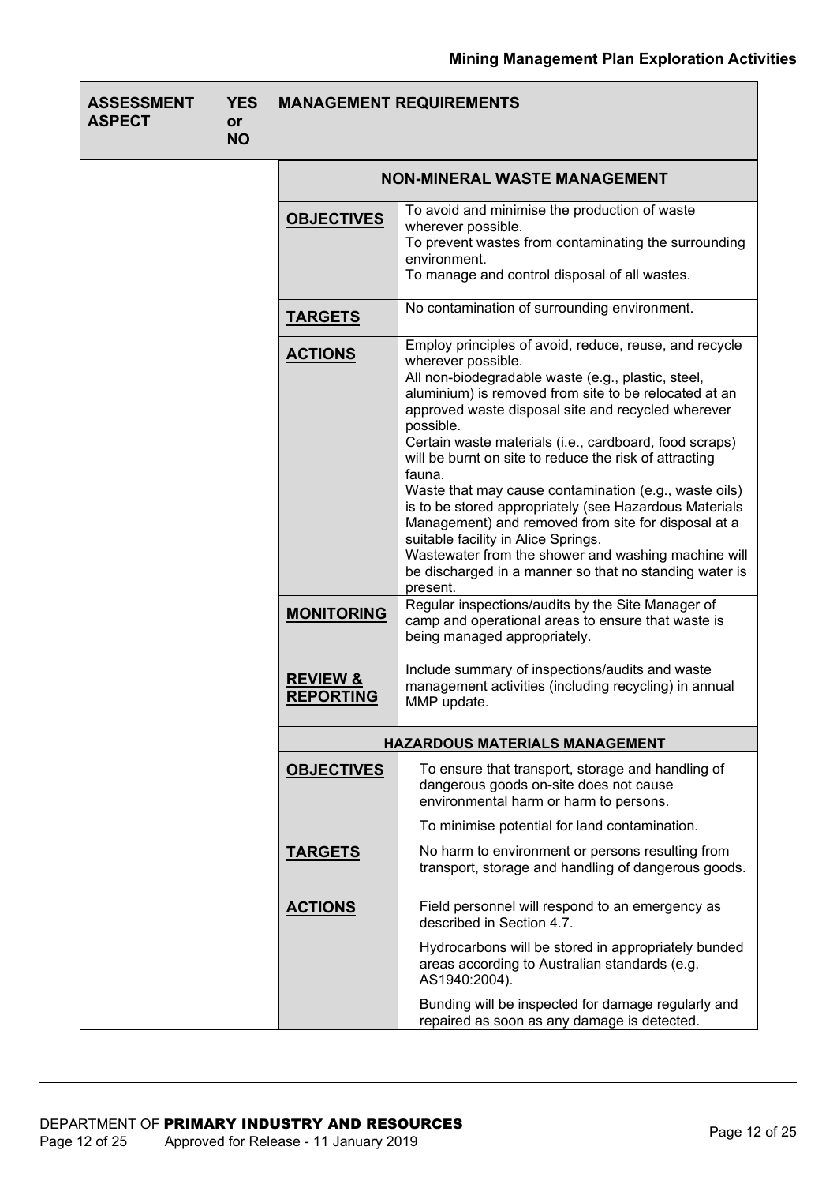| ASSESSMENT ASPECT | YES or NO | MANAGEMENT REQUIREMENTS | |
|---|---|---|---|
| | | **NON-MINERAL WASTE MANAGEMENT** | |
| | | **OBJECTIVES** | To avoid and minimise the production of waste wherever possible.<br>To prevent wastes from contaminating the surrounding environment.<br>To manage and control disposal of all wastes. |
| | | **TARGETS** | No contamination of surrounding environment. |
| | | **ACTIONS** | Employ principles of avoid, reduce, reuse, and recycle wherever possible.<br>All non-biodegradable waste (e.g., plastic, steel, aluminium) is removed from site to be relocated at an approved waste disposal site and recycled wherever possible.<br>Certain waste materials (i.e., cardboard, food scraps) will be burnt on site to reduce the risk of attracting fauna.<br>Waste that may cause contamination (e.g., waste oils) is to be stored appropriately (see Hazardous Materials Management) and removed from site for disposal at a suitable facility in Alice Springs.<br>Wastewater from the shower and washing machine will be discharged in a manner so that no standing water is present. |
| | | **MONITORING** | Regular inspections/audits by the Site Manager of camp and operational areas to ensure that waste is being managed appropriately. |
| | | **REVIEW & REPORTING** | Include summary of inspections/audits and waste management activities (including recycling) in annual MMP update. |
| | | **HAZARDOUS MATERIALS MANAGEMENT** | |
| | | **OBJECTIVES** | To ensure that transport, storage and handling of dangerous goods on-site does not cause environmental harm or harm to persons.<br>To minimise potential for land contamination. |
| | | **TARGETS** | No harm to environment or persons resulting from transport, storage and handling of dangerous goods. |
| | | **ACTIONS** | Field personnel will respond to an emergency as described in Section 4.7.<br>Hydrocarbons will be stored in appropriately bunded areas according to Australian standards (e.g. AS1940:2004).<br>Bunding will be inspected for damage regularly and repaired as soon as any damage is detected. |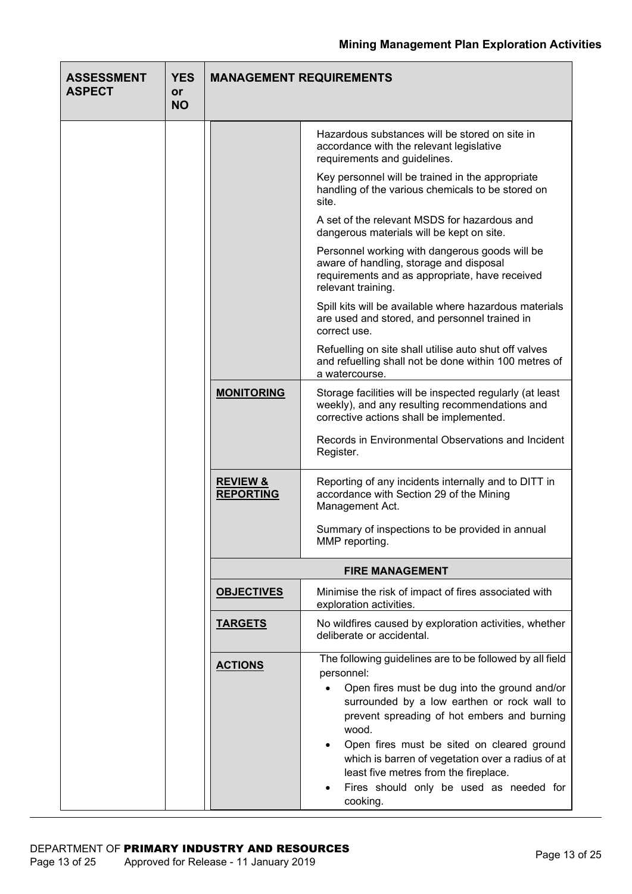| ASSESSMENT ASPECT | YES or NO | MANAGEMENT REQUIREMENTS | |
|---|---|---|---|
| | | | Hazardous substances will be stored on site in accordance with the relevant legislative requirements and guidelines.<br><br>Key personnel will be trained in the appropriate handling of the various chemicals to be stored on site.<br><br>A set of the relevant MSDS for hazardous and dangerous materials will be kept on site.<br><br>Personnel working with dangerous goods will be aware of handling, storage and disposal requirements and as appropriate, have received relevant training.<br><br>Spill kits will be available where hazardous materials are used and stored, and personnel trained in correct use.<br><br>Refuelling on site shall utilise auto shut off valves and refuelling shall not be done within 100 metres of a watercourse. |
| | | **MONITORING** | Storage facilities will be inspected regularly (at least weekly), and any resulting recommendations and corrective actions shall be implemented.<br><br>Records in Environmental Observations and Incident Register. |
| | | **REVIEW & REPORTING** | Reporting of any incidents internally and to DITT in accordance with Section 29 of the Mining Management Act.<br><br>Summary of inspections to be provided in annual MMP reporting. |
| | | **FIRE MANAGEMENT** | |
| | | **OBJECTIVES** | Minimise the risk of impact of fires associated with exploration activities. |
| | | **TARGETS** | No wildfires caused by exploration activities, whether deliberate or accidental. |
| | | **ACTIONS** | The following guidelines are to be followed by all field personnel:<br>• Open fires must be dug into the ground and/or surrounded by a low earthen or rock wall to prevent spreading of hot embers and burning wood.<br>• Open fires must be sited on cleared ground which is barren of vegetation over a radius of at least five metres from the fireplace.<br>• Fires should only be used as needed for cooking. |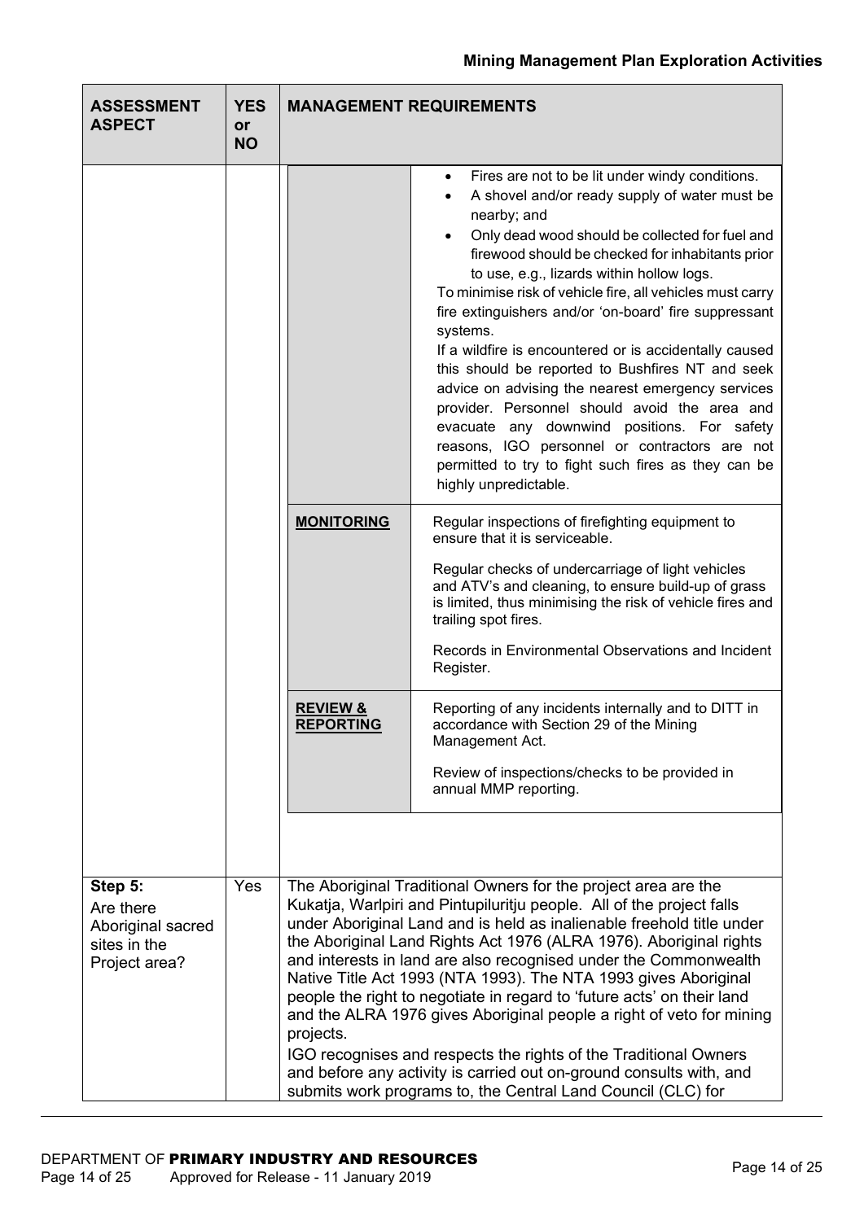| ASSESSMENT ASPECT | YES or NO | MANAGEMENT REQUIREMENTS | |
|---|---|---|---|
| | | | • Fires are not to be lit under windy conditions.<br>• A shovel and/or ready supply of water must be nearby; and<br>• Only dead wood should be collected for fuel and firewood should be checked for inhabitants prior to use, e.g., lizards within hollow logs.<br>To minimise risk of vehicle fire, all vehicles must carry fire extinguishers and/or 'on-board' fire suppressant systems.<br>If a wildfire is encountered or is accidentally caused this should be reported to Bushfires NT and seek advice on advising the nearest emergency services provider. Personnel should avoid the area and evacuate any downwind positions. For safety reasons, IGO personnel or contractors are not permitted to try to fight such fires as they can be highly unpredictable. |
| | | **MONITORING** | Regular inspections of firefighting equipment to ensure that it is serviceable.<br>Regular checks of undercarriage of light vehicles and ATV's and cleaning, to ensure build-up of grass is limited, thus minimising the risk of vehicle fires and trailing spot fires.<br>Records in Environmental Observations and Incident Register. |
| | | **REVIEW & REPORTING** | Reporting of any incidents internally and to DITT in accordance with Section 29 of the Mining Management Act.<br>Review of inspections/checks to be provided in annual MMP reporting. |
| **Step 5:** Are there Aboriginal sacred sites in the Project area? | Yes | The Aboriginal Traditional Owners for the project area are the Kukatja, Warlpiri and Pintupiluritju people. All of the project falls under Aboriginal Land and is held as inalienable freehold title under the Aboriginal Land Rights Act 1976 (ALRA 1976). Aboriginal rights and interests in land are also recognised under the Commonwealth Native Title Act 1993 (NTA 1993). The NTA 1993 gives Aboriginal people the right to negotiate in regard to 'future acts' on their land and the ALRA 1976 gives Aboriginal people a right of veto for mining projects.<br>IGO recognises and respects the rights of the Traditional Owners and before any activity is carried out on-ground consults with, and submits work programs to, the Central Land Council (CLC) for | |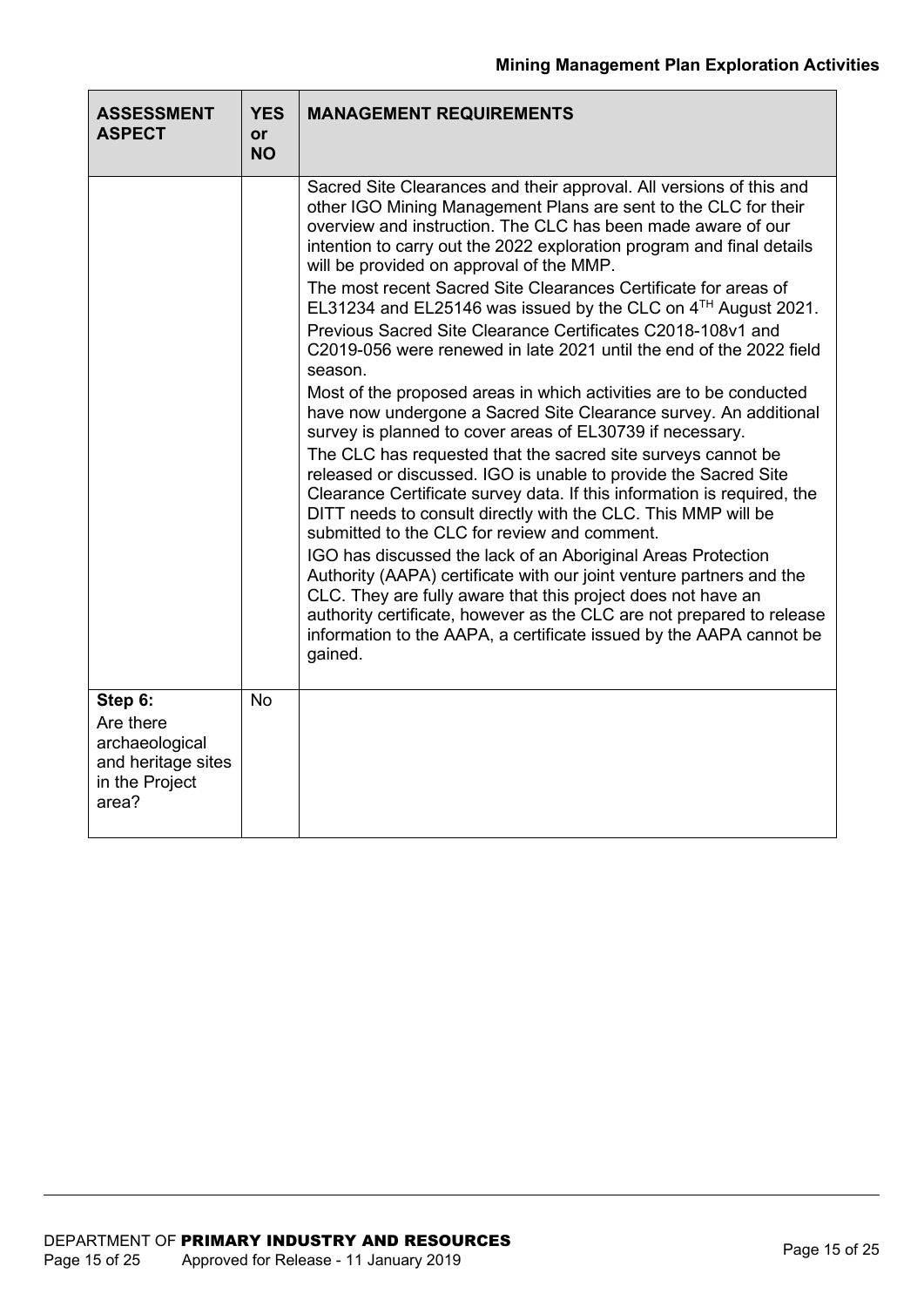| ASSESSMENT ASPECT | YES or NO | MANAGEMENT REQUIREMENTS |
| --- | --- | --- |
| | | Sacred Site Clearances and their approval. All versions of this and other IGO Mining Management Plans are sent to the CLC for their overview and instruction. The CLC has been made aware of our intention to carry out the 2022 exploration program and final details will be provided on approval of the MMP.<br>The most recent Sacred Site Clearances Certificate for areas of EL31234 and EL25146 was issued by the CLC on 4TH August 2021.<br>Previous Sacred Site Clearance Certificates C2018-108v1 and C2019-056 were renewed in late 2021 until the end of the 2022 field season.<br>Most of the proposed areas in which activities are to be conducted have now undergone a Sacred Site Clearance survey. An additional survey is planned to cover areas of EL30739 if necessary.<br>The CLC has requested that the sacred site surveys cannot be released or discussed. IGO is unable to provide the Sacred Site Clearance Certificate survey data. If this information is required, the DITT needs to consult directly with the CLC. This MMP will be submitted to the CLC for review and comment.<br>IGO has discussed the lack of an Aboriginal Areas Protection Authority (AAPA) certificate with our joint venture partners and the CLC. They are fully aware that this project does not have an authority certificate, however as the CLC are not prepared to release information to the AAPA, a certificate issued by the AAPA cannot be gained. |
| **Step 6:** Are there archaeological and heritage sites in the Project area? | No | |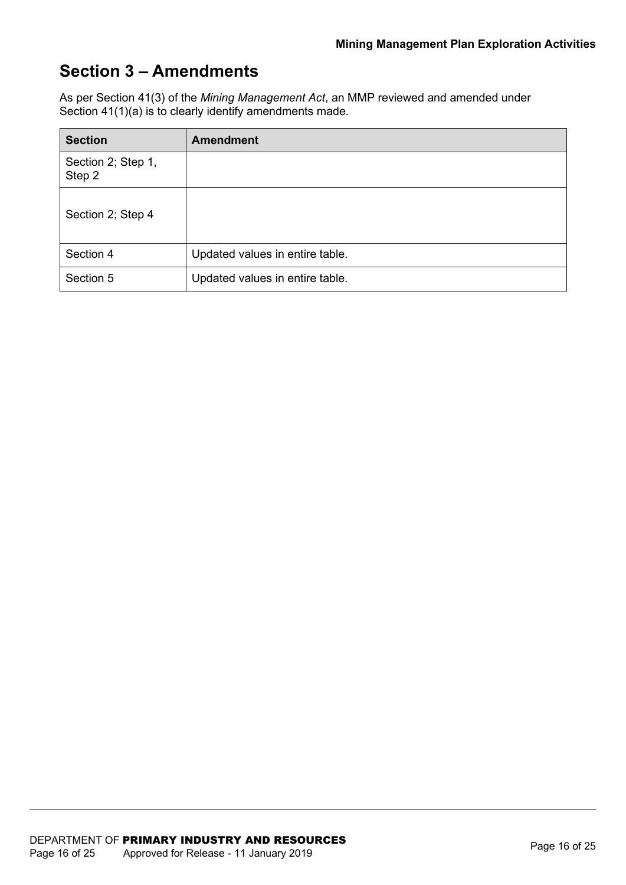# Section 3 – Amendments

As per Section 41(3) of the *Mining Management Act*, an MMP reviewed and amended under Section 41(1)(a) is to clearly identify amendments made.

| Section | Amendment |
| --- | --- |
| Section 2; Step 1, Step 2 | |
| Section 2; Step 4 | |
| Section 4 | Updated values in entire table. |
| Section 5 | Updated values in entire table. |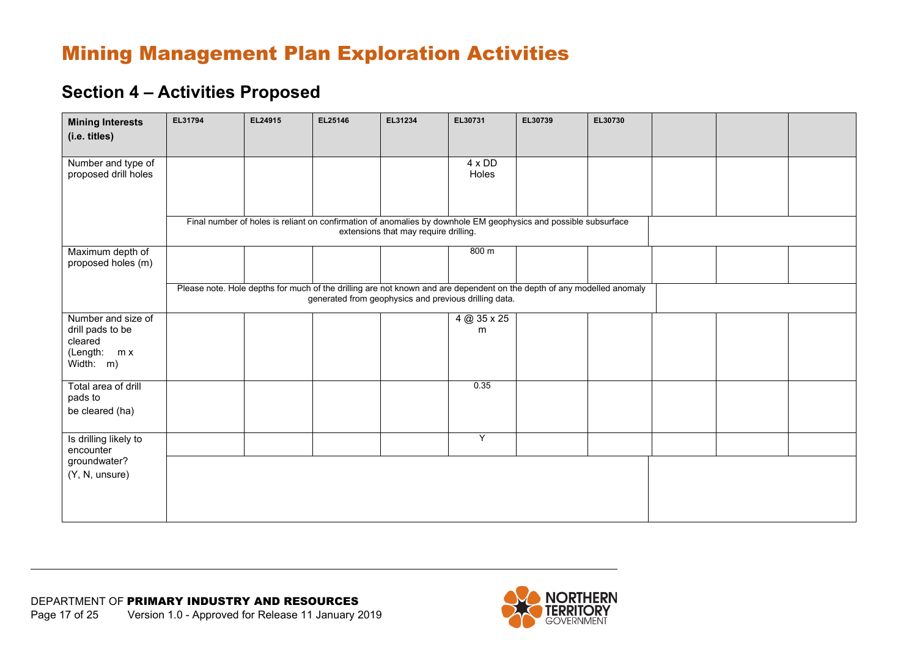# Mining Management Plan Exploration Activities

## Section 4 – Activities Proposed

| **Mining Interests (i.e. titles)** | EL31794 | EL24915 | EL25146 | EL31234 | EL30731 | EL30739 | EL30730 | | | |
|---|---|---|---|---|---|---|---|---|---|---|
| Number and type of proposed drill holes | | | | | 4 x DD Holes | | | | | |
| | Final number of holes is reliant on confirmation of anomalies by downhole EM geophysics and possible subsurface extensions that may require drilling. | | | | | | | | | |
| Maximum depth of proposed holes (m) | | | | | 800 m | | | | | |
| | Please note. Hole depths for much of the drilling are not known and are dependent on the depth of any modelled anomaly generated from geophysics and previous drilling data. | | | | | | | | | |
| Number and size of drill pads to be cleared (Length: m x Width: m) | | | | | 4 @ 35 x 25 m | | | | | |
| Total area of drill pads to be cleared (ha) | | | | | 0.35 | | | | | |
| Is drilling likely to encounter groundwater? (Y, N, unsure) | | | | | Y | | | | | |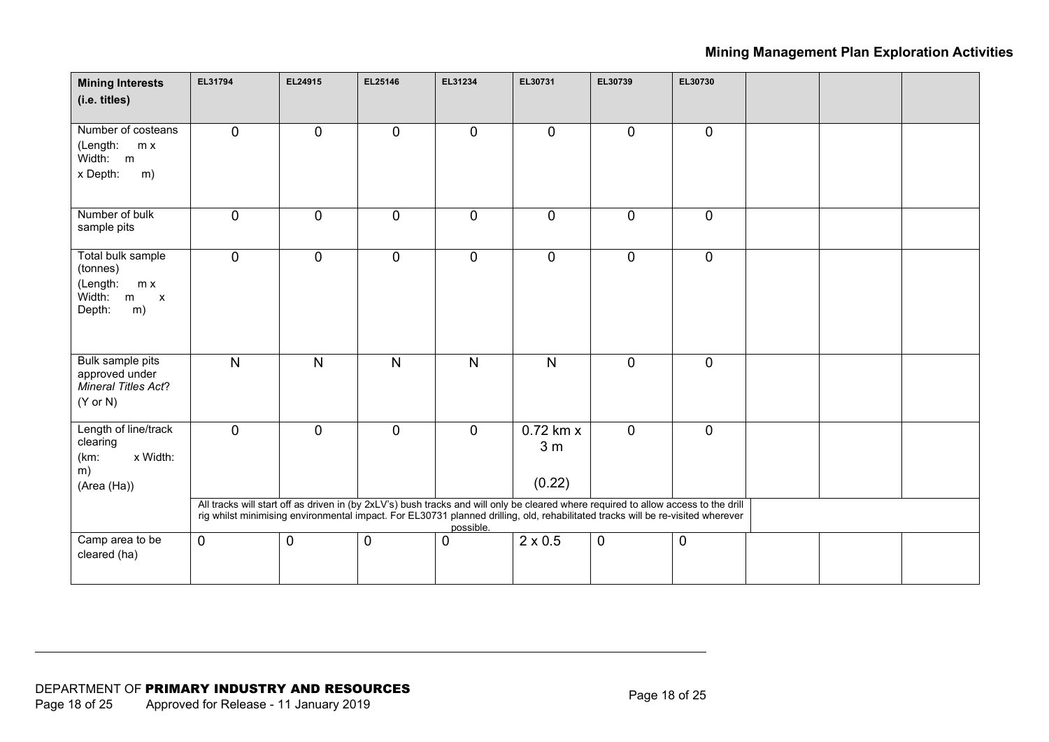| Mining Interests (i.e. titles) | EL31794 | EL24915 | EL25146 | EL31234 | EL30731 | EL30739 | EL30730 | | | |
|---|---|---|---|---|---|---|---|---|---|---|
| Number of costeans (Length: m x Width: m x Depth: m) | 0 | 0 | 0 | 0 | 0 | 0 | 0 | | | |
| Number of bulk sample pits | 0 | 0 | 0 | 0 | 0 | 0 | 0 | | | |
| Total bulk sample (tonnes) (Length: m x Width: m x Depth: m) | 0 | 0 | 0 | 0 | 0 | 0 | 0 | | | |
| Bulk sample pits approved under *Mineral Titles Act*? (Y or N) | N | N | N | N | N | 0 | 0 | | | |
| Length of line/track clearing (km: x Width: m) (Area (Ha)) | 0 | 0 | 0 | 0 | 0.72 km x 3 m (0.22) | 0 | 0 | | | |
| | All tracks will start off as driven in (by 2xLV's) bush tracks and will only be cleared where required to allow access to the drill rig whilst minimising environmental impact. For EL30731 planned drilling, old, rehabilitated tracks will be re-visited wherever possible. | | | | | | | | | |
| Camp area to be cleared (ha) | 0 | 0 | 0 | 0 | 2 x 0.5 | 0 | 0 | | | |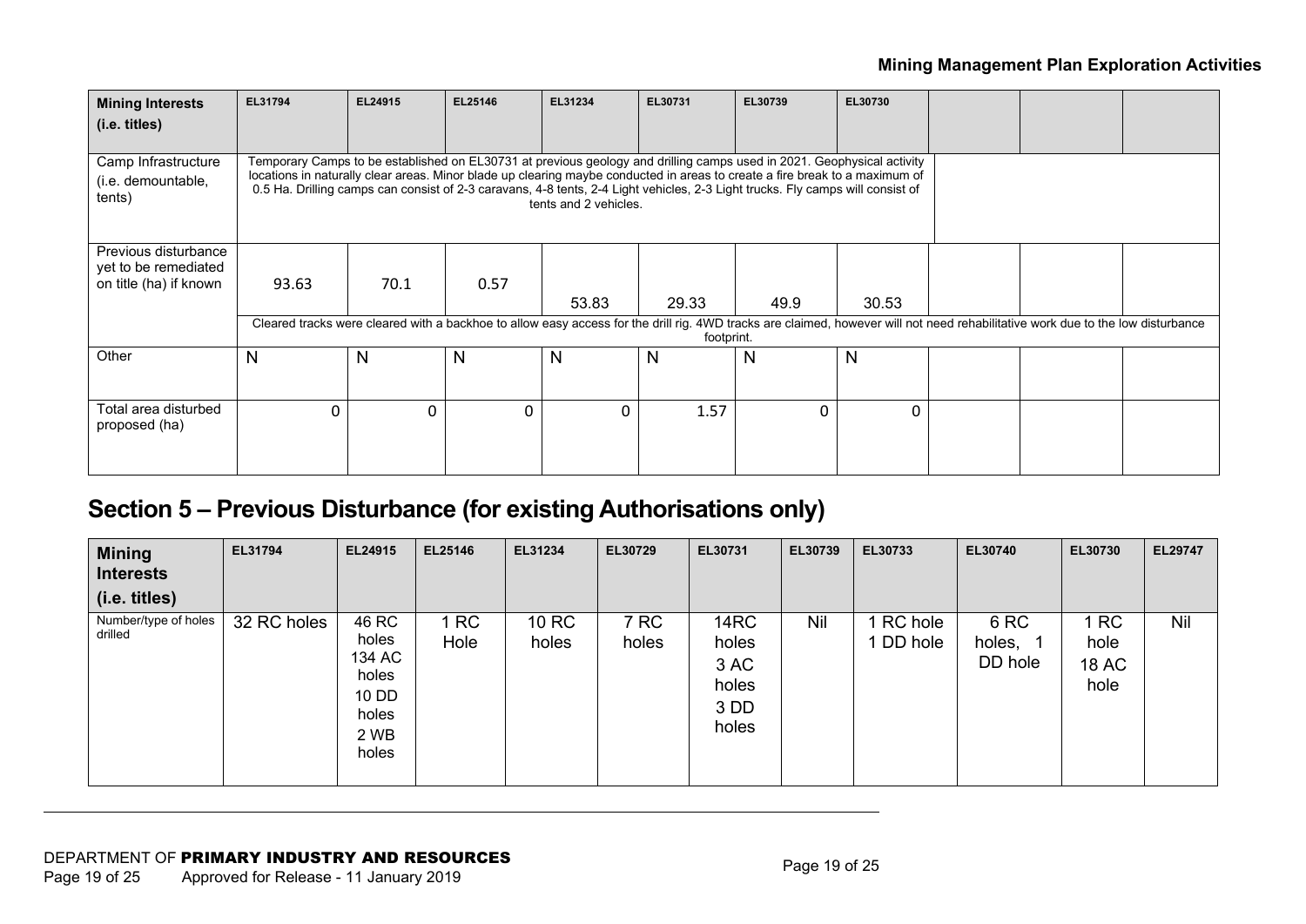| Mining Interests (i.e. titles) | EL31794 | EL24915 | EL25146 | EL31234 | EL30731 | EL30739 | EL30730 | | | |
|---|---|---|---|---|---|---|---|---|---|---|
| Camp Infrastructure (i.e. demountable, tents) | Temporary Camps to be established on EL30731 at previous geology and drilling camps used in 2021. Geophysical activity locations in naturally clear areas. Minor blade up clearing maybe conducted in areas to create a fire break to a maximum of 0.5 Ha. Drilling camps can consist of 2-3 caravans, 4-8 tents, 2-4 Light vehicles, 2-3 Light trucks. Fly camps will consist of tents and 2 vehicles. | | | | | | | | | |
| Previous disturbance yet to be remediated on title (ha) if known | 93.63 | 70.1 | 0.57 | 53.83 | 29.33 | 49.9 | 30.53 | | | |
| | Cleared tracks were cleared with a backhoe to allow easy access for the drill rig. 4WD tracks are claimed, however will not need rehabilitative work due to the low disturbance footprint. | | | | | | | | | |
| Other | N | N | N | N | N | N | N | | | |
| Total area disturbed proposed (ha) | 0 | 0 | 0 | 0 | 1.57 | 0 | 0 | | | |

## Section 5 – Previous Disturbance (for existing Authorisations only)

| Mining Interests (i.e. titles) | EL31794 | EL24915 | EL25146 | EL31234 | EL30729 | EL30731 | EL30739 | EL30733 | EL30740 | EL30730 | EL29747 |
|---|---|---|---|---|---|---|---|---|---|---|---|
| Number/type of holes drilled | 32 RC holes | 46 RC holes 134 AC holes 10 DD holes 2 WB holes | 1 RC Hole | 10 RC holes | 7 RC holes | 14RC holes 3 AC holes 3 DD holes | Nil | 1 RC hole 1 DD hole | 6 RC holes, 1 DD hole | 1 RC hole 18 AC hole | Nil |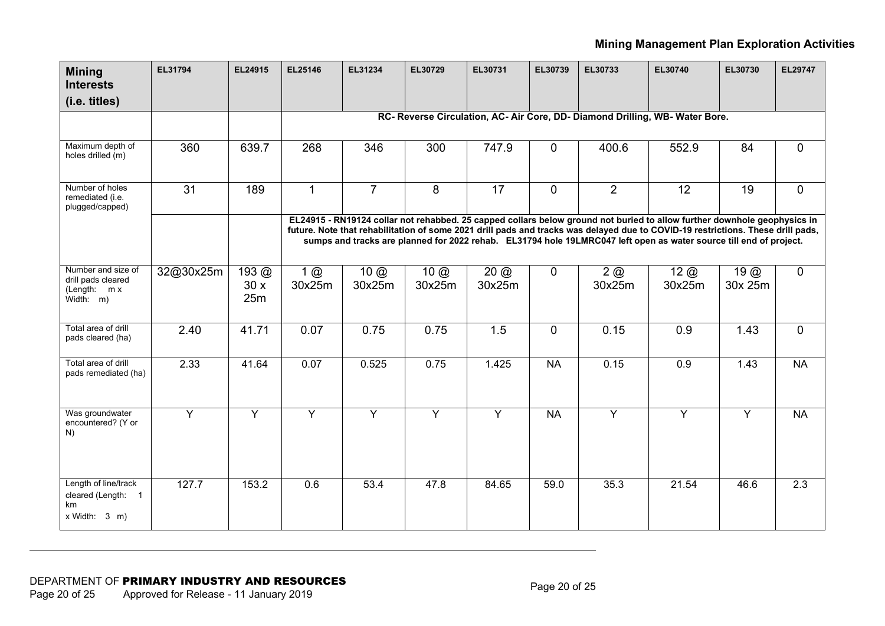| Mining Interests (i.e. titles) | EL31794 | EL24915 | EL25146 | EL31234 | EL30729 | EL30731 | EL30739 | EL30733 | EL30740 | EL30730 | EL29747 |
|---|---|---|---|---|---|---|---|---|---|---|---|
| | | | RC- Reverse Circulation, AC- Air Core, DD- Diamond Drilling, WB- Water Bore. | | | | | | | | |
| Maximum depth of holes drilled (m) | 360 | 639.7 | 268 | 346 | 300 | 747.9 | 0 | 400.6 | 552.9 | 84 | 0 |
| Number of holes remediated (i.e. plugged/capped) | 31 | 189 | 1 | 7 | 8 | 17 | 0 | 2 | 12 | 19 | 0 |
| | | | EL24915 - RN19124 collar not rehabbed. 25 capped collars below ground not buried to allow further downhole geophysics in future. Note that rehabilitation of some 2021 drill pads and tracks was delayed due to COVID-19 restrictions. These drill pads, sumps and tracks are planned for 2022 rehab. EL31794 hole 19LMRC047 left open as water source till end of project. | | | | | | | | |
| Number and size of drill pads cleared (Length: m x Width: m) | 32@30x25m | 193 @ 30 x 25m | 1 @ 30x25m | 10 @ 30x25m | 10 @ 30x25m | 20 @ 30x25m | 0 | 2 @ 30x25m | 12 @ 30x25m | 19 @ 30x 25m | 0 |
| Total area of drill pads cleared (ha) | 2.40 | 41.71 | 0.07 | 0.75 | 0.75 | 1.5 | 0 | 0.15 | 0.9 | 1.43 | 0 |
| Total area of drill pads remediated (ha) | 2.33 | 41.64 | 0.07 | 0.525 | 0.75 | 1.425 | NA | 0.15 | 0.9 | 1.43 | NA |
| Was groundwater encountered? (Y or N) | Y | Y | Y | Y | Y | Y | NA | Y | Y | Y | NA |
| Length of line/track cleared (Length: 1 km x Width: 3 m) | 127.7 | 153.2 | 0.6 | 53.4 | 47.8 | 84.65 | 59.0 | 35.3 | 21.54 | 46.6 | 2.3 |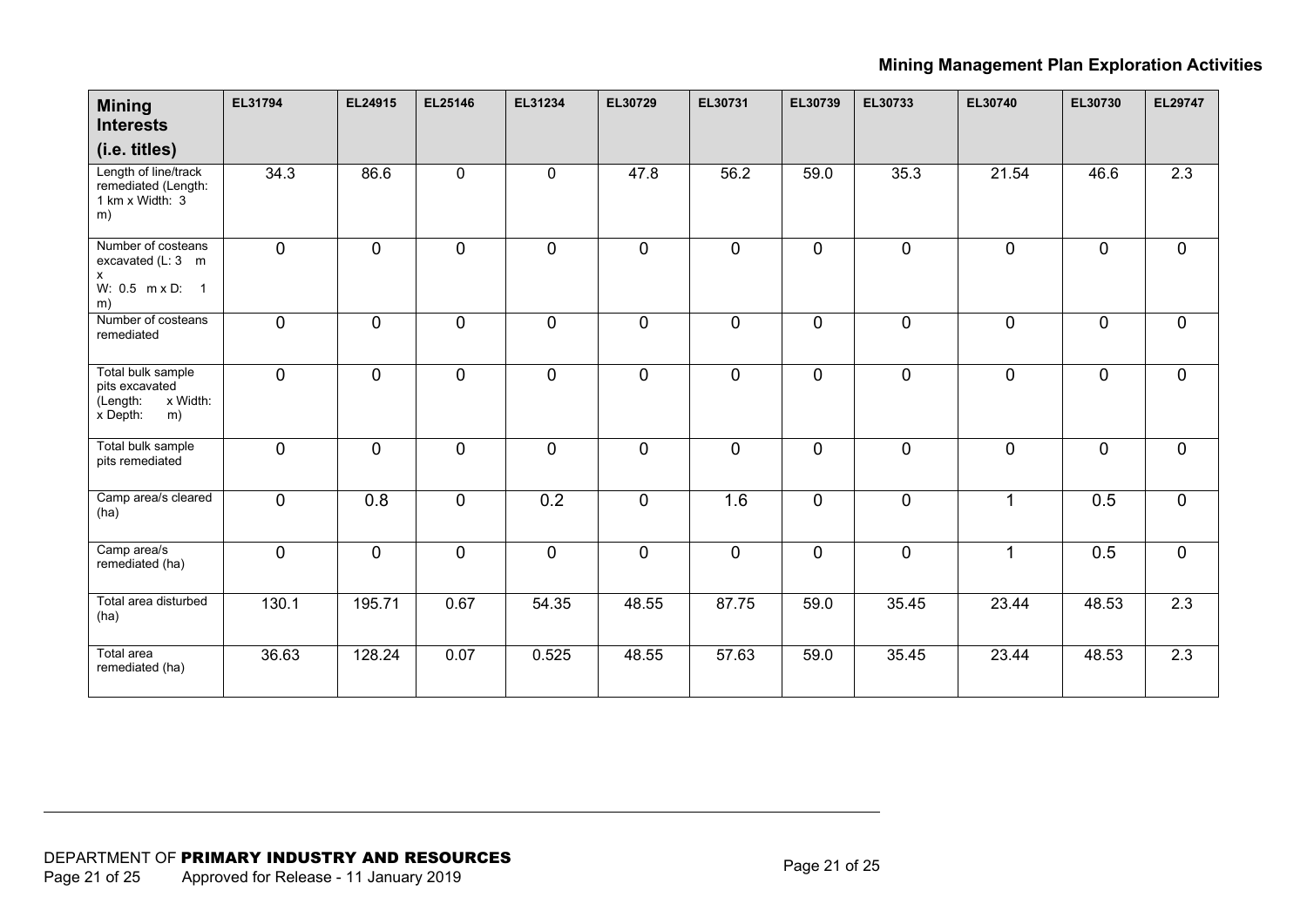| Mining Interests (i.e. titles) | EL31794 | EL24915 | EL25146 | EL31234 | EL30729 | EL30731 | EL30739 | EL30733 | EL30740 | EL30730 | EL29747 |
|---|---|---|---|---|---|---|---|---|---|---|---|
| Length of line/track remediated (Length: 1 km x Width: 3 m) | 34.3 | 86.6 | 0 | 0 | 47.8 | 56.2 | 59.0 | 35.3 | 21.54 | 46.6 | 2.3 |
| Number of costeans excavated (L: 3 m x W: 0.5 m x D: 1 m) | 0 | 0 | 0 | 0 | 0 | 0 | 0 | 0 | 0 | 0 | 0 |
| Number of costeans remediated | 0 | 0 | 0 | 0 | 0 | 0 | 0 | 0 | 0 | 0 | 0 |
| Total bulk sample pits excavated (Length: x Width: x Depth: m) | 0 | 0 | 0 | 0 | 0 | 0 | 0 | 0 | 0 | 0 | 0 |
| Total bulk sample pits remediated | 0 | 0 | 0 | 0 | 0 | 0 | 0 | 0 | 0 | 0 | 0 |
| Camp area/s cleared (ha) | 0 | 0.8 | 0 | 0.2 | 0 | 1.6 | 0 | 0 | 1 | 0.5 | 0 |
| Camp area/s remediated (ha) | 0 | 0 | 0 | 0 | 0 | 0 | 0 | 0 | 1 | 0.5 | 0 |
| Total area disturbed (ha) | 130.1 | 195.71 | 0.67 | 54.35 | 48.55 | 87.75 | 59.0 | 35.45 | 23.44 | 48.53 | 2.3 |
| Total area remediated (ha) | 36.63 | 128.24 | 0.07 | 0.525 | 48.55 | 57.63 | 59.0 | 35.45 | 23.44 | 48.53 | 2.3 |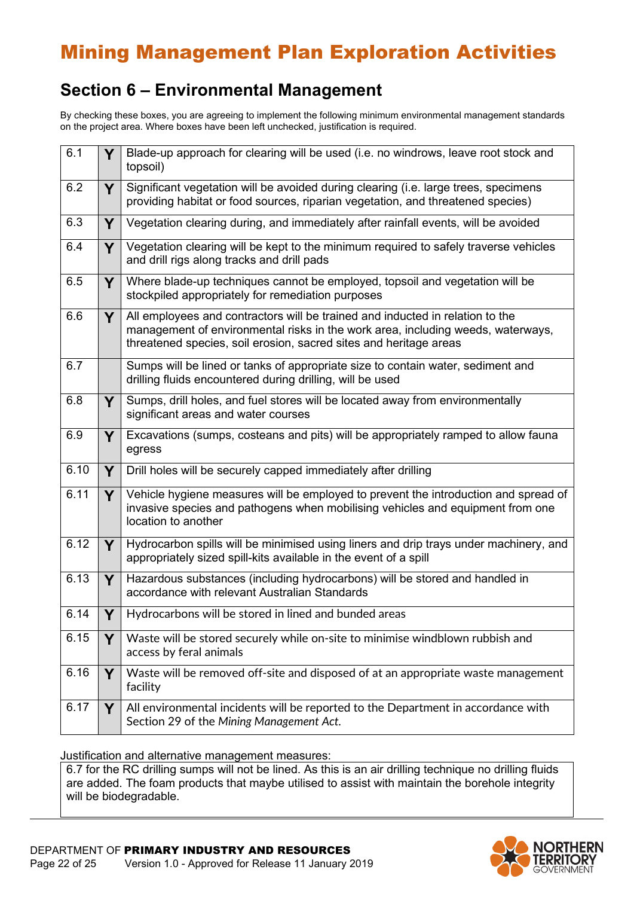# Mining Management Plan Exploration Activities

## Section 6 – Environmental Management

By checking these boxes, you are agreeing to implement the following minimum environmental management standards on the project area. Where boxes have been left unchecked, justification is required.

| | | |
|---|---|---|
| 6.1 | Y | Blade-up approach for clearing will be used (i.e. no windrows, leave root stock and topsoil) |
| 6.2 | Y | Significant vegetation will be avoided during clearing (i.e. large trees, specimens providing habitat or food sources, riparian vegetation, and threatened species) |
| 6.3 | Y | Vegetation clearing during, and immediately after rainfall events, will be avoided |
| 6.4 | Y | Vegetation clearing will be kept to the minimum required to safely traverse vehicles and drill rigs along tracks and drill pads |
| 6.5 | Y | Where blade-up techniques cannot be employed, topsoil and vegetation will be stockpiled appropriately for remediation purposes |
| 6.6 | Y | All employees and contractors will be trained and inducted in relation to the management of environmental risks in the work area, including weeds, waterways, threatened species, soil erosion, sacred sites and heritage areas |
| 6.7 | | Sumps will be lined or tanks of appropriate size to contain water, sediment and drilling fluids encountered during drilling, will be used |
| 6.8 | Y | Sumps, drill holes, and fuel stores will be located away from environmentally significant areas and water courses |
| 6.9 | Y | Excavations (sumps, costeans and pits) will be appropriately ramped to allow fauna egress |
| 6.10 | Y | Drill holes will be securely capped immediately after drilling |
| 6.11 | Y | Vehicle hygiene measures will be employed to prevent the introduction and spread of invasive species and pathogens when mobilising vehicles and equipment from one location to another |
| 6.12 | Y | Hydrocarbon spills will be minimised using liners and drip trays under machinery, and appropriately sized spill-kits available in the event of a spill |
| 6.13 | Y | Hazardous substances (including hydrocarbons) will be stored and handled in accordance with relevant Australian Standards |
| 6.14 | Y | Hydrocarbons will be stored in lined and bunded areas |
| 6.15 | Y | Waste will be stored securely while on-site to minimise windblown rubbish and access by feral animals |
| 6.16 | Y | Waste will be removed off-site and disposed of at an appropriate waste management facility |
| 6.17 | Y | All environmental incidents will be reported to the Department in accordance with Section 29 of the *Mining Management Act.* |

Justification and alternative management measures:

6.7 for the RC drilling sumps will not be lined. As this is an air drilling technique no drilling fluids are added. The foam products that maybe utilised to assist with maintain the borehole integrity will be biodegradable.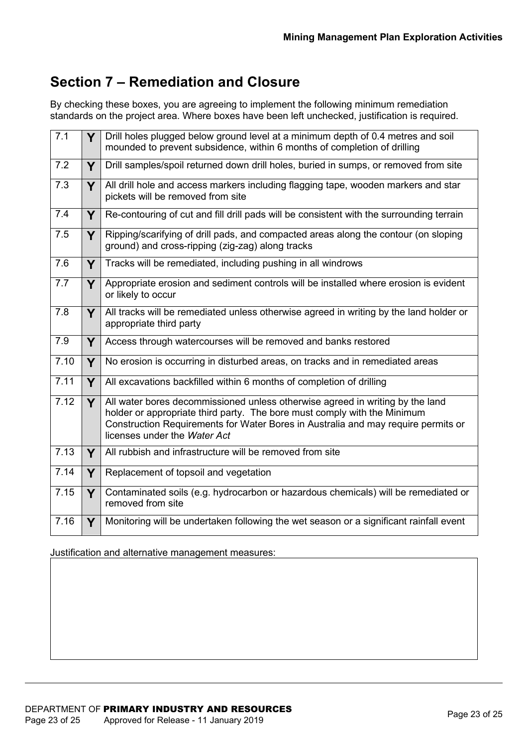## Section 7 – Remediation and Closure

By checking these boxes, you are agreeing to implement the following minimum remediation standards on the project area. Where boxes have been left unchecked, justification is required.

| | | |
|---|---|---|
| 7.1 | Y | Drill holes plugged below ground level at a minimum depth of 0.4 metres and soil mounded to prevent subsidence, within 6 months of completion of drilling |
| 7.2 | Y | Drill samples/spoil returned down drill holes, buried in sumps, or removed from site |
| 7.3 | Y | All drill hole and access markers including flagging tape, wooden markers and star pickets will be removed from site |
| 7.4 | Y | Re-contouring of cut and fill drill pads will be consistent with the surrounding terrain |
| 7.5 | Y | Ripping/scarifying of drill pads, and compacted areas along the contour (on sloping ground) and cross-ripping (zig-zag) along tracks |
| 7.6 | Y | Tracks will be remediated, including pushing in all windrows |
| 7.7 | Y | Appropriate erosion and sediment controls will be installed where erosion is evident or likely to occur |
| 7.8 | Y | All tracks will be remediated unless otherwise agreed in writing by the land holder or appropriate third party |
| 7.9 | Y | Access through watercourses will be removed and banks restored |
| 7.10 | Y | No erosion is occurring in disturbed areas, on tracks and in remediated areas |
| 7.11 | Y | All excavations backfilled within 6 months of completion of drilling |
| 7.12 | Y | All water bores decommissioned unless otherwise agreed in writing by the land holder or appropriate third party. The bore must comply with the Minimum Construction Requirements for Water Bores in Australia and may require permits or licenses under the *Water Act* |
| 7.13 | Y | All rubbish and infrastructure will be removed from site |
| 7.14 | Y | Replacement of topsoil and vegetation |
| 7.15 | Y | Contaminated soils (e.g. hydrocarbon or hazardous chemicals) will be remediated or removed from site |
| 7.16 | Y | Monitoring will be undertaken following the wet season or a significant rainfall event |

Justification and alternative management measures:

| |
|---|
| |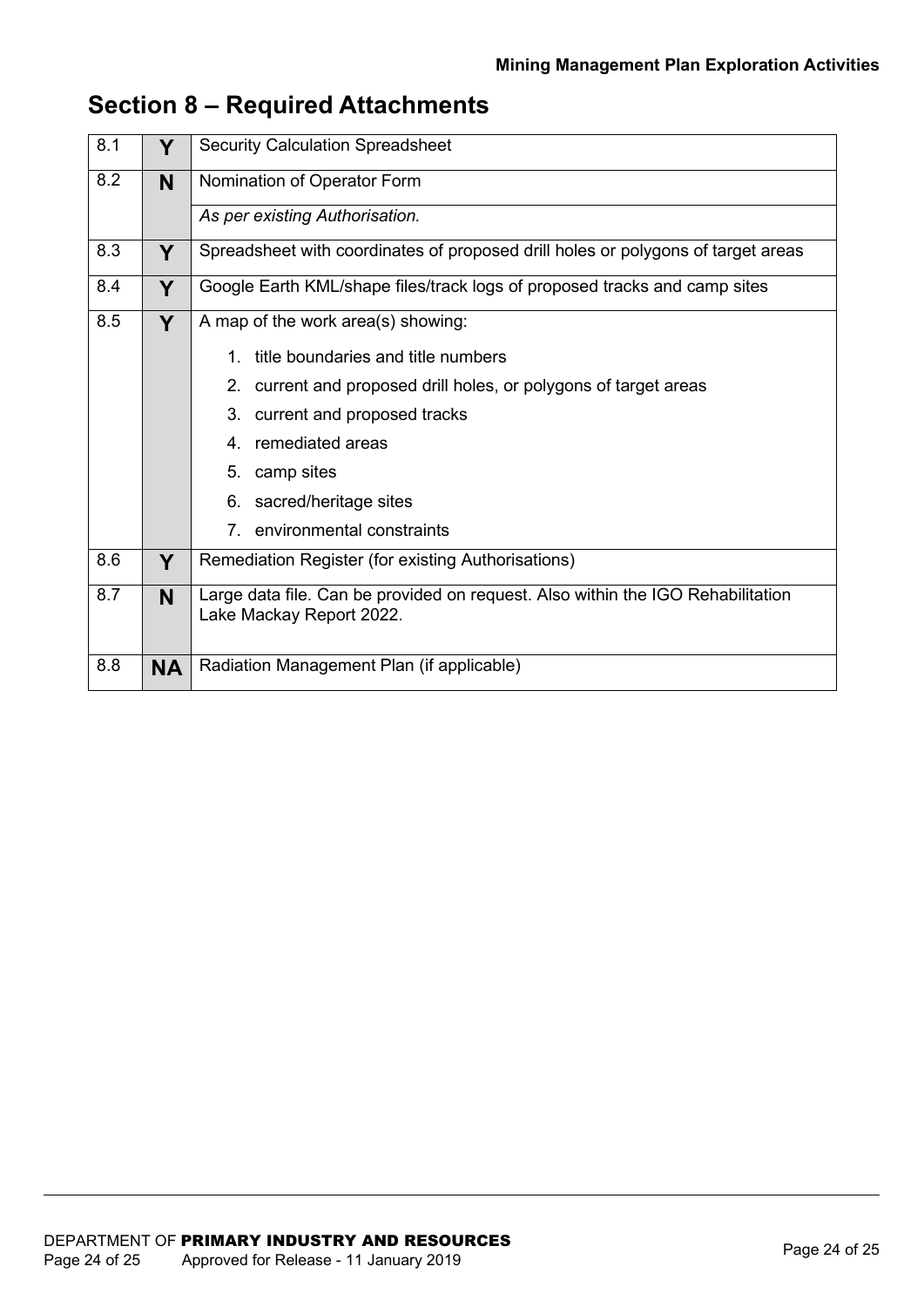## Section 8 – Required Attachments

| | | |
|---|---|---|
| 8.1 | **Y** | Security Calculation Spreadsheet |
| 8.2 | **N** | Nomination of Operator Form |
| | | *As per existing Authorisation.* |
| 8.3 | **Y** | Spreadsheet with coordinates of proposed drill holes or polygons of target areas |
| 8.4 | **Y** | Google Earth KML/shape files/track logs of proposed tracks and camp sites |
| 8.5 | **Y** | A map of the work area(s) showing:<br>1. title boundaries and title numbers<br>2. current and proposed drill holes, or polygons of target areas<br>3. current and proposed tracks<br>4. remediated areas<br>5. camp sites<br>6. sacred/heritage sites<br>7. environmental constraints |
| 8.6 | **Y** | Remediation Register (for existing Authorisations) |
| 8.7 | **N** | Large data file. Can be provided on request. Also within the IGO Rehabilitation Lake Mackay Report 2022. |
| 8.8 | **NA** | Radiation Management Plan (if applicable) |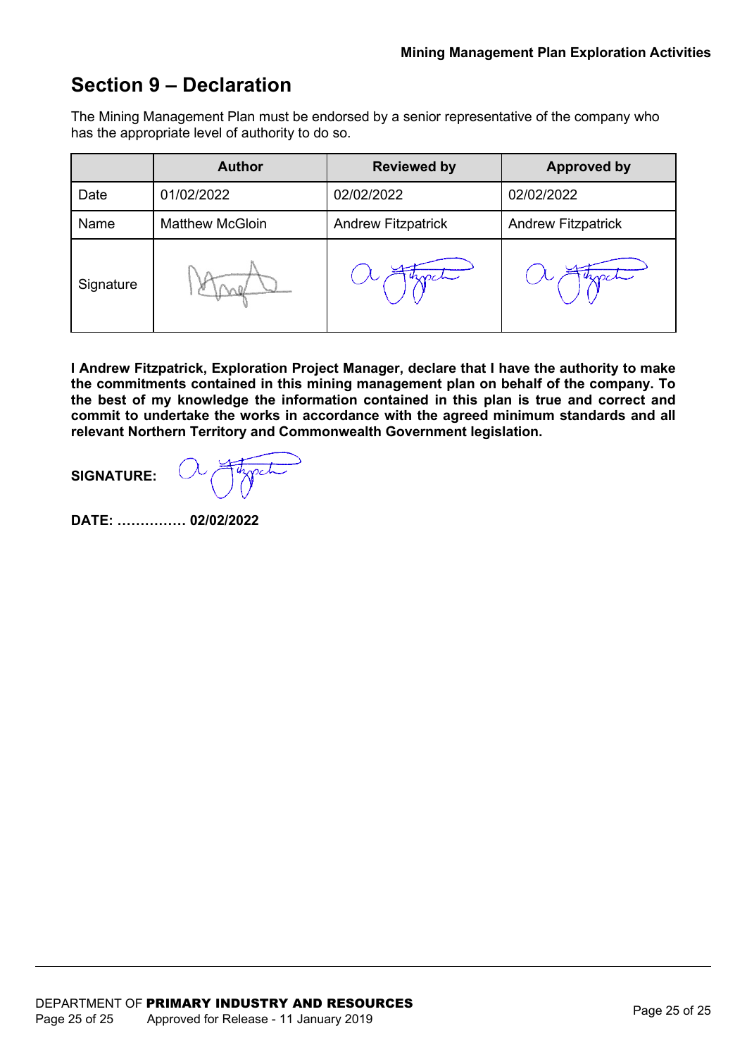## Section 9 – Declaration

The Mining Management Plan must be endorsed by a senior representative of the company who has the appropriate level of authority to do so.

| | Author | Reviewed by | Approved by |
|---|---|---|---|
| Date | 01/02/2022 | 02/02/2022 | 02/02/2022 |
| Name | Matthew McGloin | Andrew Fitzpatrick | Andrew Fitzpatrick |
| Signature | | | |

**I Andrew Fitzpatrick, Exploration Project Manager, declare that I have the authority to make the commitments contained in this mining management plan on behalf of the company. To the best of my knowledge the information contained in this plan is true and correct and commit to undertake the works in accordance with the agreed minimum standards and all relevant Northern Territory and Commonwealth Government legislation.**

**SIGNATURE:**

**DATE: …………… 02/02/2022**